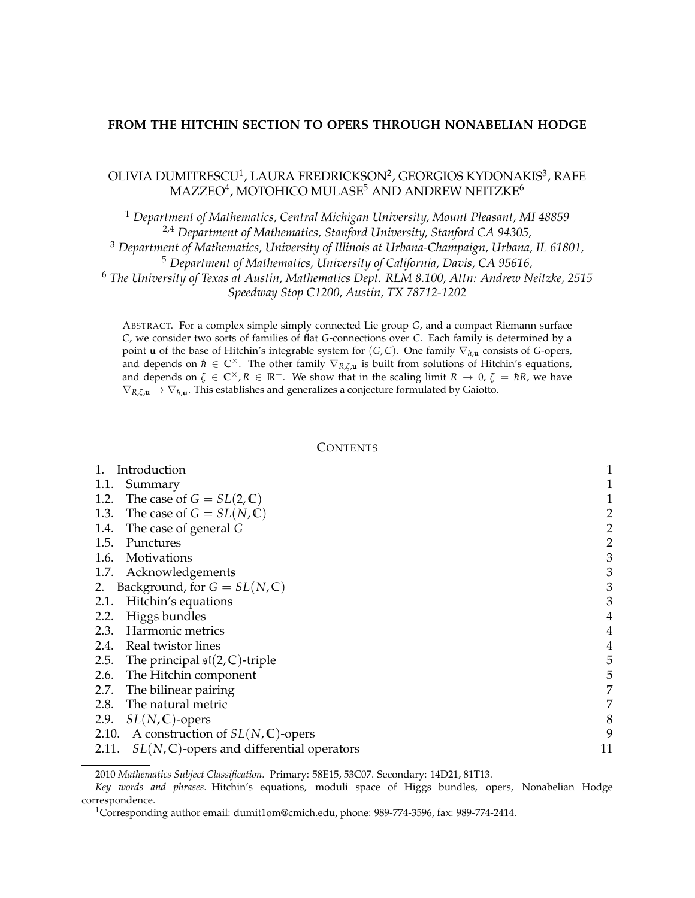# FROM THE HITCHIN SECTION TO OPERS THROUGH NONABELIAN HODGE

OLIVIA DUMITRESCU[1], LAURA FREDRICKSON[2], GEORGIOS KYDONAKIS[3], RAFE MAZZEO[4], MOTOHICO MULASE[5] AND ANDREW NEITZKE[6]

[1] *Department of Mathematics, Central Michigan University, Mount Pleasant, MI 48859*
[2,4] *Department of Mathematics, Stanford University, Stanford CA 94305,*
[3] *Department of Mathematics, University of Illinois at Urbana-Champaign, Urbana, IL 61801,*
[5] *Department of Mathematics, University of California, Davis, CA 95616,*
[6] *The University of Texas at Austin, Mathematics Dept. RLM 8.100, Attn: Andrew Neitzke, 2515 Speedway Stop C1200, Austin, TX 78712-1202*

ABSTRACT. For a complex simple simply connected Lie group $G$, and a compact Riemann surface $C$, we consider two sorts of families of flat $G$-connections over $C$. Each family is determined by a point $\mathbf{u}$ of the base of Hitchin's integrable system for $(G, C)$. One family $\nabla_{\hbar,\mathbf{u}}$ consists of $G$-opers, and depends on $\hbar \in \mathbb{C}^{\times}$. The other family $\nabla_{R,\zeta,\mathbf{u}}$ is built from solutions of Hitchin's equations, and depends on $\zeta \in \mathbb{C}^{\times}, R \in \mathbb{R}^{+}$. We show that in the scaling limit $R \to 0$, $\zeta = \hbar R$, we have $\nabla_{R,\zeta,\mathbf{u}} \to \nabla_{\hbar,\mathbf{u}}$. This establishes and generalizes a conjecture formulated by Gaiotto.

## CONTENTS

| | |
|---|---|
| 1. Introduction | 1 |
| 1.1. Summary | 1 |
| 1.2. The case of $G = SL(2, \mathbb{C})$ | 1 |
| 1.3. The case of $G = SL(N, \mathbb{C})$ | 2 |
| 1.4. The case of general $G$ | 2 |
| 1.5. Punctures | 2 |
| 1.6. Motivations | 3 |
| 1.7. Acknowledgements | 3 |
| 2. Background, for $G = SL(N, \mathbb{C})$ | 3 |
| 2.1. Hitchin's equations | 3 |
| 2.2. Higgs bundles | 4 |
| 2.3. Harmonic metrics | 4 |
| 2.4. Real twistor lines | 4 |
| 2.5. The principal $\mathfrak{sl}(2, \mathbb{C})$-triple | 5 |
| 2.6. The Hitchin component | 5 |
| 2.7. The bilinear pairing | 7 |
| 2.8. The natural metric | 7 |
| 2.9. $SL(N, \mathbb{C})$-opers | 8 |
| 2.10. A construction of $SL(N, \mathbb{C})$-opers | 9 |
| 2.11. $SL(N, \mathbb{C})$-opers and differential operators | 11 |

2010 *Mathematics Subject Classification.* Primary: 58E15, 53C07. Secondary: 14D21, 81T13.

*Key words and phrases.* Hitchin's equations, moduli space of Higgs bundles, opers, Nonabelian Hodge correspondence.

[1]Corresponding author email: dumit1om@cmich.edu, phone: 989-774-3596, fax: 989-774-2414.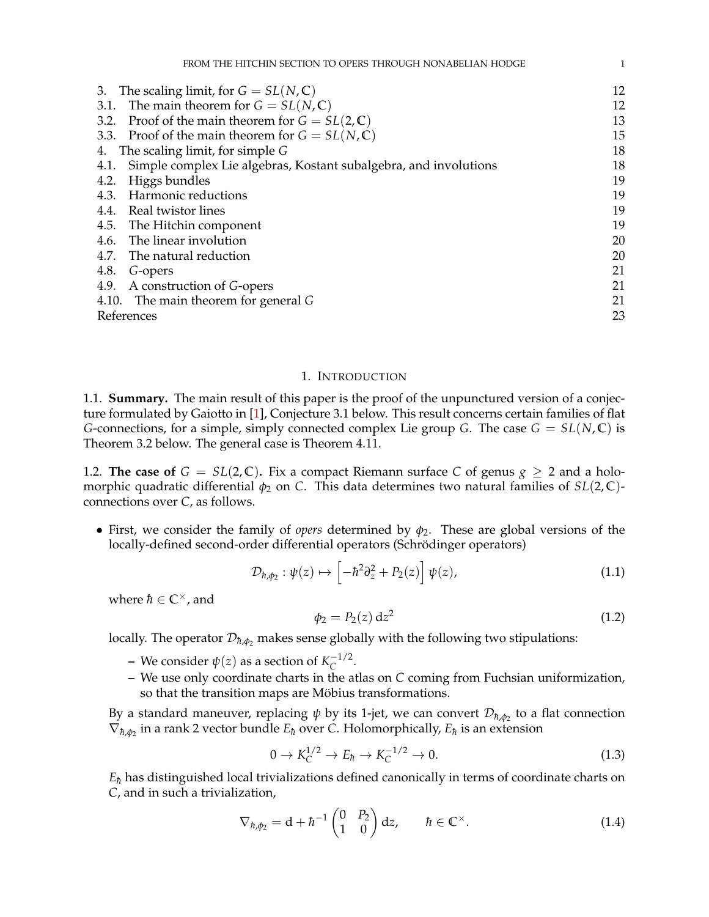| | |
|---|---|
| 3. The scaling limit, for $G = SL(N, \mathbb{C})$ | 12 |
| 3.1. The main theorem for $G = SL(N, \mathbb{C})$ | 12 |
| 3.2. Proof of the main theorem for $G = SL(2, \mathbb{C})$ | 13 |
| 3.3. Proof of the main theorem for $G = SL(N, \mathbb{C})$ | 15 |
| 4. The scaling limit, for simple $G$ | 18 |
| 4.1. Simple complex Lie algebras, Kostant subalgebra, and involutions | 18 |
| 4.2. Higgs bundles | 19 |
| 4.3. Harmonic reductions | 19 |
| 4.4. Real twistor lines | 19 |
| 4.5. The Hitchin component | 19 |
| 4.6. The linear involution | 20 |
| 4.7. The natural reduction | 20 |
| 4.8. $G$-opers | 21 |
| 4.9. A construction of $G$-opers | 21 |
| 4.10. The main theorem for general $G$ | 21 |
| References | 23 |

## 1. Introduction

**1.1. Summary.** The main result of this paper is the proof of the unpunctured version of a conjecture formulated by Gaiotto in [1], Conjecture 3.1 below. This result concerns certain families of flat $G$-connections, for a simple, simply connected complex Lie group $G$. The case $G = SL(N, \mathbb{C})$ is Theorem 3.2 below. The general case is Theorem 4.11.

**1.2. The case of $G = SL(2, \mathbb{C})$.** Fix a compact Riemann surface $C$ of genus $g \geq 2$ and a holomorphic quadratic differential $\phi_2$ on $C$. This data determines two natural families of $SL(2, \mathbb{C})$-connections over $C$, as follows.

- First, we consider the family of *opers* determined by $\phi_2$. These are global versions of the locally-defined second-order differential operators (Schrödinger operators)

$$\mathcal{D}_{\hbar, \phi_2} : \psi(z) \mapsto \left[ -\hbar^2 \partial_z^2 + P_2(z) \right] \psi(z), \tag{1.1}$$

where $\hbar \in \mathbb{C}^\times$, and

$$\phi_2 = P_2(z)\, \mathrm{d}z^2 \tag{1.2}$$

locally. The operator $\mathcal{D}_{\hbar, \phi_2}$ makes sense globally with the following two stipulations:

  – We consider $\psi(z)$ as a section of $K_C^{-1/2}$.
  – We use only coordinate charts in the atlas on $C$ coming from Fuchsian uniformization, so that the transition maps are Möbius transformations.

By a standard maneuver, replacing $\psi$ by its 1-jet, we can convert $\mathcal{D}_{\hbar, \phi_2}$ to a flat connection $\nabla_{\hbar, \phi_2}$ in a rank 2 vector bundle $E_\hbar$ over $C$. Holomorphically, $E_\hbar$ is an extension

$$0 \to K_C^{1/2} \to E_\hbar \to K_C^{-1/2} \to 0. \tag{1.3}$$

$E_\hbar$ has distinguished local trivializations defined canonically in terms of coordinate charts on $C$, and in such a trivialization,

$$\nabla_{\hbar, \phi_2} = \mathrm{d} + \hbar^{-1} \begin{pmatrix} 0 & P_2 \\ 1 & 0 \end{pmatrix} \mathrm{d}z, \qquad \hbar \in \mathbb{C}^\times. \tag{1.4}$$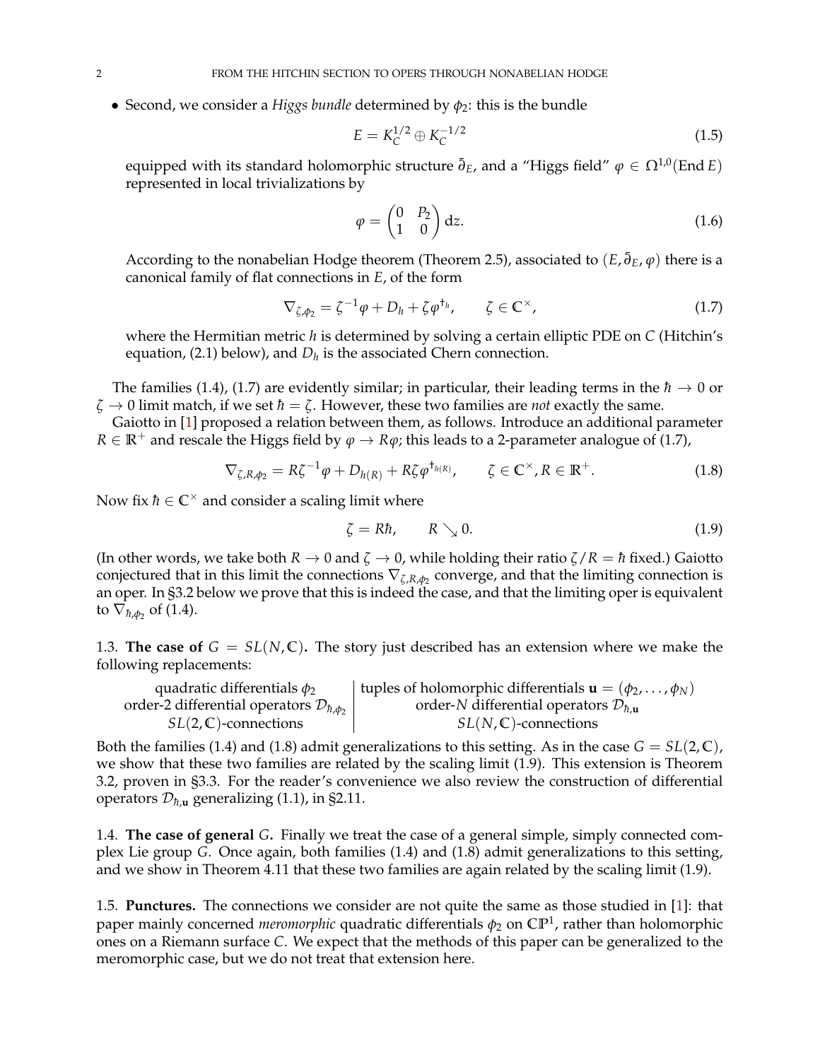- Second, we consider a *Higgs bundle* determined by $\phi_2$: this is the bundle

$$E = K_C^{1/2} \oplus K_C^{-1/2} \tag{1.5}$$

equipped with its standard holomorphic structure $\bar{\partial}_E$, and a "Higgs field" $\varphi \in \Omega^{1,0}(\operatorname{End} E)$ represented in local trivializations by

$$\varphi = \begin{pmatrix} 0 & P_2 \\ 1 & 0 \end{pmatrix} \mathrm{d}z. \tag{1.6}$$

According to the nonabelian Hodge theorem (Theorem 2.5), associated to $(E, \bar{\partial}_E, \varphi)$ there is a canonical family of flat connections in $E$, of the form

$$\nabla_{\zeta,\phi_2} = \zeta^{-1}\varphi + D_h + \zeta\varphi^{\dagger_h}, \qquad \zeta \in \mathbb{C}^\times, \tag{1.7}$$

where the Hermitian metric $h$ is determined by solving a certain elliptic PDE on $C$ (Hitchin's equation, (2.1) below), and $D_h$ is the associated Chern connection.

The families (1.4), (1.7) are evidently similar; in particular, their leading terms in the $\hbar \to 0$ or $\zeta \to 0$ limit match, if we set $\hbar = \zeta$. However, these two families are *not* exactly the same.

Gaiotto in [1] proposed a relation between them, as follows. Introduce an additional parameter $R \in \mathbb{R}^+$ and rescale the Higgs field by $\varphi \to R\varphi$; this leads to a 2-parameter analogue of (1.7),

$$\nabla_{\zeta,R,\phi_2} = R\zeta^{-1}\varphi + D_{h(R)} + R\zeta\varphi^{\dagger_{h(R)}}, \qquad \zeta \in \mathbb{C}^\times, R \in \mathbb{R}^+. \tag{1.8}$$

Now fix $\hbar \in \mathbb{C}^\times$ and consider a scaling limit where

$$\zeta = R\hbar, \qquad R \searrow 0. \tag{1.9}$$

(In other words, we take both $R \to 0$ and $\zeta \to 0$, while holding their ratio $\zeta/R = \hbar$ fixed.) Gaiotto conjectured that in this limit the connections $\nabla_{\zeta,R,\phi_2}$ converge, and that the limiting connection is an oper. In §3.2 below we prove that this is indeed the case, and that the limiting oper is equivalent to $\nabla_{\hbar,\phi_2}$ of (1.4).

### 1.3. The case of $G = SL(N, \mathbb{C})$.

The story just described has an extension where we make the following replacements:

| | |
|---|---|
| quadratic differentials $\phi_2$ | tuples of holomorphic differentials $\mathbf{u} = (\phi_2, \ldots, \phi_N)$ |
| order-2 differential operators $\mathcal{D}_{\hbar,\phi_2}$ | order-$N$ differential operators $\mathcal{D}_{\hbar,\mathbf{u}}$ |
| $SL(2,\mathbb{C})$-connections | $SL(N,\mathbb{C})$-connections |

Both the families (1.4) and (1.8) admit generalizations to this setting. As in the case $G = SL(2, \mathbb{C})$, we show that these two families are related by the scaling limit (1.9). This extension is Theorem 3.2, proven in §3.3. For the reader's convenience we also review the construction of differential operators $\mathcal{D}_{\hbar,\mathbf{u}}$ generalizing (1.1), in §2.11.

### 1.4. The case of general $G$.

Finally we treat the case of a general simple, simply connected complex Lie group $G$. Once again, both families (1.4) and (1.8) admit generalizations to this setting, and we show in Theorem 4.11 that these two families are again related by the scaling limit (1.9).

### 1.5. Punctures.

The connections we consider are not quite the same as those studied in [1]: that paper mainly concerned *meromorphic* quadratic differentials $\phi_2$ on $\mathbb{CP}^1$, rather than holomorphic ones on a Riemann surface $C$. We expect that the methods of this paper can be generalized to the meromorphic case, but we do not treat that extension here.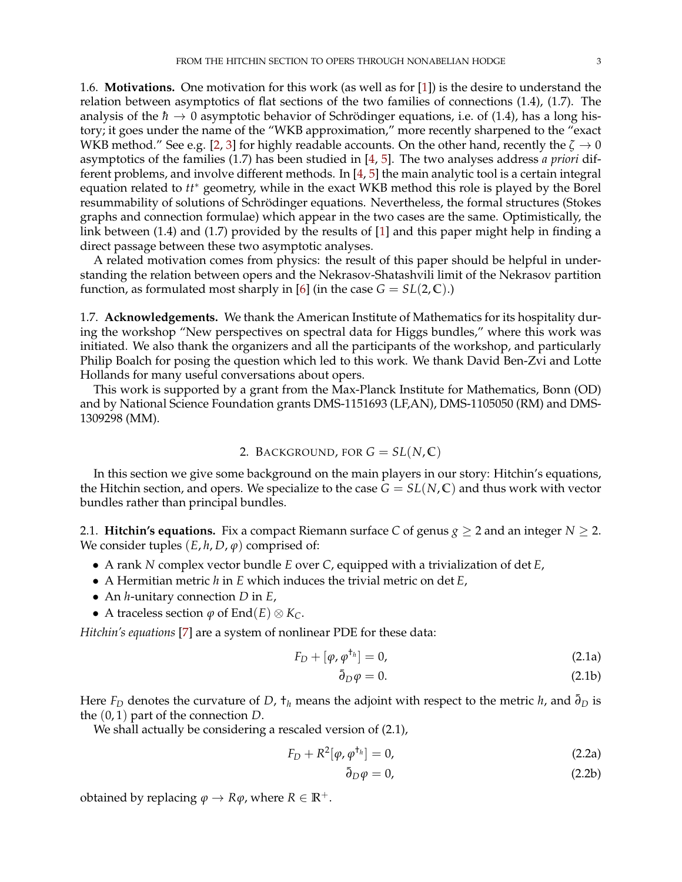1.6. **Motivations.** One motivation for this work (as well as for [1]) is the desire to understand the relation between asymptotics of flat sections of the two families of connections (1.4), (1.7). The analysis of the $\hbar \to 0$ asymptotic behavior of Schrödinger equations, i.e. of (1.4), has a long history; it goes under the name of the "WKB approximation," more recently sharpened to the "exact WKB method." See e.g. [2, 3] for highly readable accounts. On the other hand, recently the $\zeta \to 0$ asymptotics of the families (1.7) has been studied in [4, 5]. The two analyses address *a priori* different problems, and involve different methods. In [4, 5] the main analytic tool is a certain integral equation related to $tt^*$ geometry, while in the exact WKB method this role is played by the Borel resummability of solutions of Schrödinger equations. Nevertheless, the formal structures (Stokes graphs and connection formulae) which appear in the two cases are the same. Optimistically, the link between (1.4) and (1.7) provided by the results of [1] and this paper might help in finding a direct passage between these two asymptotic analyses.

A related motivation comes from physics: the result of this paper should be helpful in understanding the relation between opers and the Nekrasov-Shatashvili limit of the Nekrasov partition function, as formulated most sharply in [6] (in the case $G = SL(2, \mathbb{C})$.)

1.7. **Acknowledgements.** We thank the American Institute of Mathematics for its hospitality during the workshop "New perspectives on spectral data for Higgs bundles," where this work was initiated. We also thank the organizers and all the participants of the workshop, and particularly Philip Boalch for posing the question which led to this work. We thank David Ben-Zvi and Lotte Hollands for many useful conversations about opers.

This work is supported by a grant from the Max-Planck Institute for Mathematics, Bonn (OD) and by National Science Foundation grants DMS-1151693 (LF,AN), DMS-1105050 (RM) and DMS-1309298 (MM).

## 2. Background, for $G = SL(N, \mathbb{C})$

In this section we give some background on the main players in our story: Hitchin's equations, the Hitchin section, and opers. We specialize to the case $G = SL(N, \mathbb{C})$ and thus work with vector bundles rather than principal bundles.

2.1. **Hitchin's equations.** Fix a compact Riemann surface $C$ of genus $g \geq 2$ and an integer $N \geq 2$. We consider tuples $(E, h, D, \varphi)$ comprised of:

- A rank $N$ complex vector bundle $E$ over $C$, equipped with a trivialization of $\det E$,
- A Hermitian metric $h$ in $E$ which induces the trivial metric on $\det E$,
- An $h$-unitary connection $D$ in $E$,
- A traceless section $\varphi$ of $\mathrm{End}(E) \otimes K_C$.

*Hitchin's equations* [7] are a system of nonlinear PDE for these data:

$$F_D + [\varphi, \varphi^{\dagger_h}] = 0, \tag{2.1a}$$

$$\bar{\partial}_D \varphi = 0. \tag{2.1b}$$

Here $F_D$ denotes the curvature of $D$, $\dagger_h$ means the adjoint with respect to the metric $h$, and $\bar{\partial}_D$ is the $(0, 1)$ part of the connection $D$.

We shall actually be considering a rescaled version of (2.1),

$$F_D + R^2 [\varphi, \varphi^{\dagger_h}] = 0, \tag{2.2a}$$

$$\bar{\partial}_D \varphi = 0, \tag{2.2b}$$

obtained by replacing $\varphi \to R\varphi$, where $R \in \mathbb{R}^+$.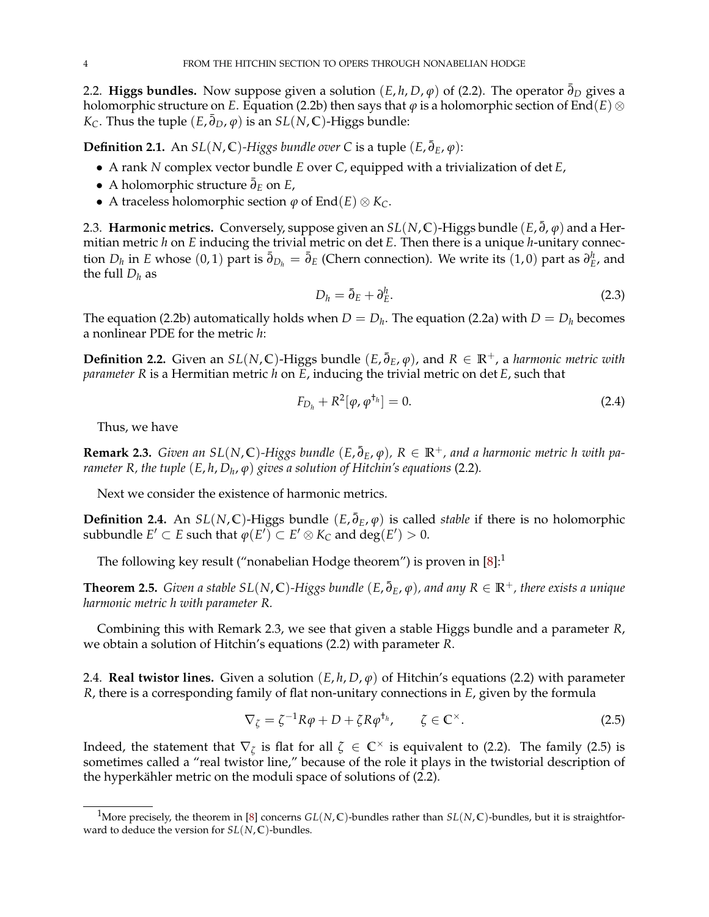## 2.2. Higgs bundles.

Now suppose given a solution $(E, h, D, \varphi)$ of (2.2). The operator $\bar\partial_D$ gives a holomorphic structure on $E$. Equation (2.2b) then says that $\varphi$ is a holomorphic section of $\mathrm{End}(E) \otimes K_C$. Thus the tuple $(E, \bar\partial_D, \varphi)$ is an $SL(N, \mathbb{C})$-Higgs bundle:

**Definition 2.1.** An $SL(N, \mathbb{C})$*-Higgs bundle over* $C$ is a tuple $(E, \bar\partial_E, \varphi)$:

- A rank $N$ complex vector bundle $E$ over $C$, equipped with a trivialization of $\det E$,
- A holomorphic structure $\bar\partial_E$ on $E$,
- A traceless holomorphic section $\varphi$ of $\mathrm{End}(E) \otimes K_C$.

## 2.3. Harmonic metrics.

Conversely, suppose given an $SL(N, \mathbb{C})$-Higgs bundle $(E, \bar\partial, \varphi)$ and a Hermitian metric $h$ on $E$ inducing the trivial metric on $\det E$. Then there is a unique $h$-unitary connection $D_h$ in $E$ whose $(0, 1)$ part is $\bar\partial_{D_h} = \bar\partial_E$ (Chern connection). We write its $(1, 0)$ part as $\partial_E^h$, and the full $D_h$ as

$$D_h = \bar\partial_E + \partial_E^h. \tag{2.3}$$

The equation (2.2b) automatically holds when $D = D_h$. The equation (2.2a) with $D = D_h$ becomes a nonlinear PDE for the metric $h$:

**Definition 2.2.** Given an $SL(N, \mathbb{C})$-Higgs bundle $(E, \bar\partial_E, \varphi)$, and $R \in \mathbb{R}^+$, a *harmonic metric with parameter* $R$ is a Hermitian metric $h$ on $E$, inducing the trivial metric on $\det E$, such that

$$F_{D_h} + R^2[\varphi, \varphi^{\dagger_h}] = 0. \tag{2.4}$$

Thus, we have

**Remark 2.3.** *Given an* $SL(N, \mathbb{C})$*-Higgs bundle* $(E, \bar\partial_E, \varphi)$*,* $R \in \mathbb{R}^+$*, and a harmonic metric* $h$ *with parameter* $R$*, the tuple* $(E, h, D_h, \varphi)$ *gives a solution of Hitchin's equations* (2.2)*.*

Next we consider the existence of harmonic metrics.

**Definition 2.4.** An $SL(N, \mathbb{C})$-Higgs bundle $(E, \bar\partial_E, \varphi)$ is called *stable* if there is no holomorphic subbundle $E' \subset E$ such that $\varphi(E') \subset E' \otimes K_C$ and $\deg(E') > 0$.

The following key result ("nonabelian Hodge theorem") is proven in [8]:[1]

**Theorem 2.5.** *Given a stable* $SL(N, \mathbb{C})$*-Higgs bundle* $(E, \bar\partial_E, \varphi)$*, and any* $R \in \mathbb{R}^+$*, there exists a unique harmonic metric* $h$ *with parameter* $R$*.*

Combining this with Remark 2.3, we see that given a stable Higgs bundle and a parameter $R$, we obtain a solution of Hitchin's equations (2.2) with parameter $R$.

## 2.4. Real twistor lines.

Given a solution $(E, h, D, \varphi)$ of Hitchin's equations (2.2) with parameter $R$, there is a corresponding family of flat non-unitary connections in $E$, given by the formula

$$\nabla_\zeta = \zeta^{-1} R\varphi + D + \zeta R \varphi^{\dagger_h}, \qquad \zeta \in \mathbb{C}^\times. \tag{2.5}$$

Indeed, the statement that $\nabla_\zeta$ is flat for all $\zeta \in \mathbb{C}^\times$ is equivalent to (2.2). The family (2.5) is sometimes called a "real twistor line," because of the role it plays in the twistorial description of the hyperkähler metric on the moduli space of solutions of (2.2).

---

[1] More precisely, the theorem in [8] concerns $GL(N, \mathbb{C})$-bundles rather than $SL(N, \mathbb{C})$-bundles, but it is straightforward to deduce the version for $SL(N, \mathbb{C})$-bundles.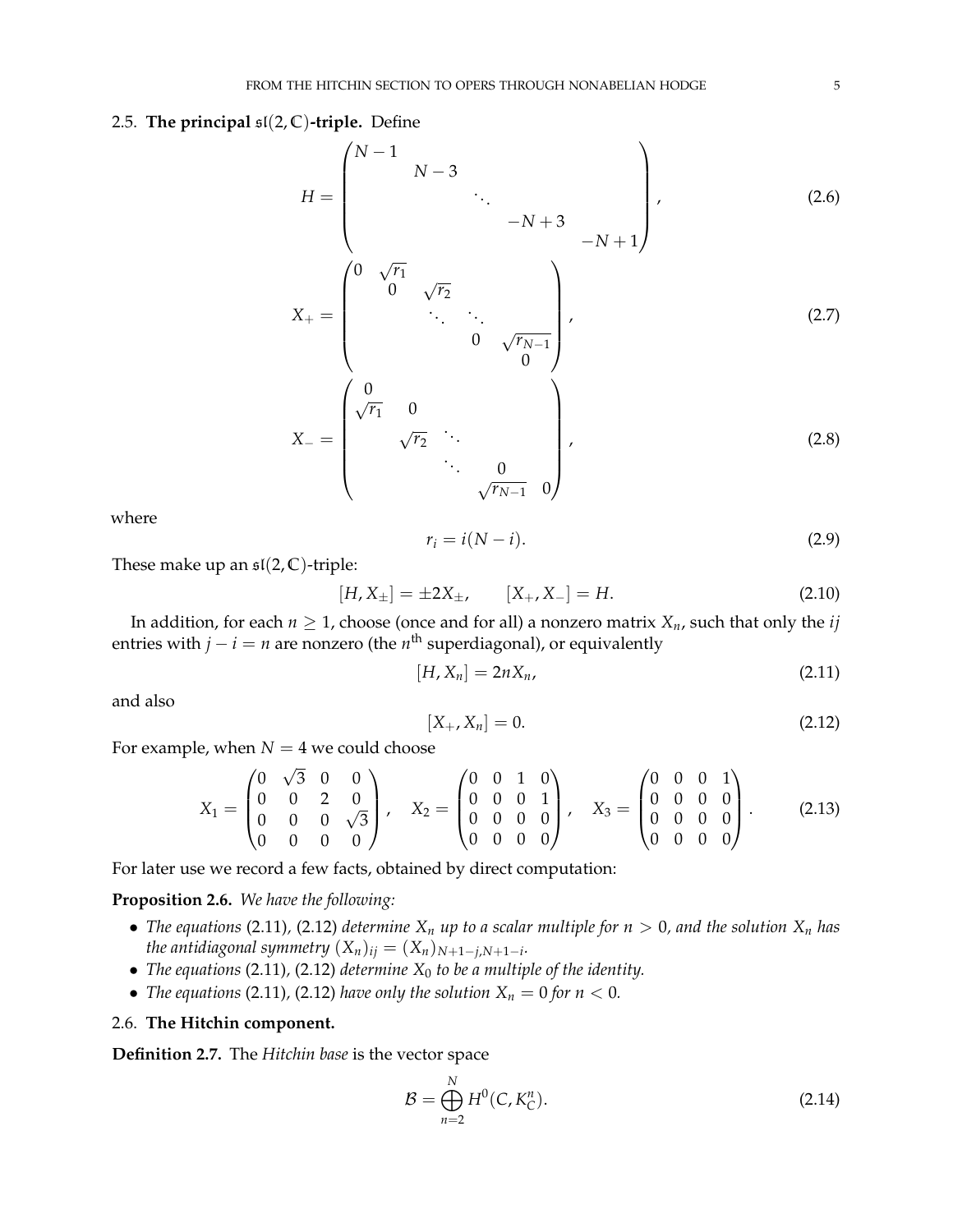### 2.5. The principal $\mathfrak{sl}(2,\mathbb{C})$-triple.

Define

$$H = \begin{pmatrix} N-1 & & & & \\ & N-3 & & & \\ & & \ddots & & \\ & & & -N+3 & \\ & & & & -N+1 \end{pmatrix}, \tag{2.6}$$

$$X_+ = \begin{pmatrix} 0 & \sqrt{r_1} & & & \\ & 0 & \sqrt{r_2} & & \\ & & \ddots & \ddots & \\ & & & 0 & \sqrt{r_{N-1}} \\ & & & & 0 \end{pmatrix}, \tag{2.7}$$

$$X_- = \begin{pmatrix} 0 & & & & \\ \sqrt{r_1} & 0 & & & \\ & \sqrt{r_2} & \ddots & & \\ & & \ddots & 0 & \\ & & & \sqrt{r_{N-1}} & 0 \end{pmatrix}, \tag{2.8}$$

where

$$r_i = i(N-i). \tag{2.9}$$

These make up an $\mathfrak{sl}(2,\mathbb{C})$-triple:

$$[H, X_\pm] = \pm 2X_\pm, \qquad [X_+, X_-] = H. \tag{2.10}$$

In addition, for each $n \geq 1$, choose (once and for all) a nonzero matrix $X_n$, such that only the $ij$ entries with $j - i = n$ are nonzero (the $n^{\text{th}}$ superdiagonal), or equivalently

$$[H, X_n] = 2nX_n, \tag{2.11}$$

and also

$$[X_+, X_n] = 0. \tag{2.12}$$

For example, when $N = 4$ we could choose

$$X_1 = \begin{pmatrix} 0 & \sqrt{3} & 0 & 0 \\ 0 & 0 & 2 & 0 \\ 0 & 0 & 0 & \sqrt{3} \\ 0 & 0 & 0 & 0 \end{pmatrix}, \quad X_2 = \begin{pmatrix} 0 & 0 & 1 & 0 \\ 0 & 0 & 0 & 1 \\ 0 & 0 & 0 & 0 \\ 0 & 0 & 0 & 0 \end{pmatrix}, \quad X_3 = \begin{pmatrix} 0 & 0 & 0 & 1 \\ 0 & 0 & 0 & 0 \\ 0 & 0 & 0 & 0 \\ 0 & 0 & 0 & 0 \end{pmatrix}. \tag{2.13}$$

For later use we record a few facts, obtained by direct computation:

**Proposition 2.6.** *We have the following:*

- *The equations* (2.11), (2.12) *determine $X_n$ up to a scalar multiple for $n > 0$, and the solution $X_n$ has the antidiagonal symmetry $(X_n)_{ij} = (X_n)_{N+1-j,N+1-i}$.*
- *The equations* (2.11), (2.12) *determine $X_0$ to be a multiple of the identity.*
- *The equations* (2.11), (2.12) *have only the solution $X_n = 0$ for $n < 0$.*

### 2.6. The Hitchin component.

**Definition 2.7.** The *Hitchin base* is the vector space

$$\mathcal{B} = \bigoplus_{n=2}^{N} H^0(C, K_C^n). \tag{2.14}$$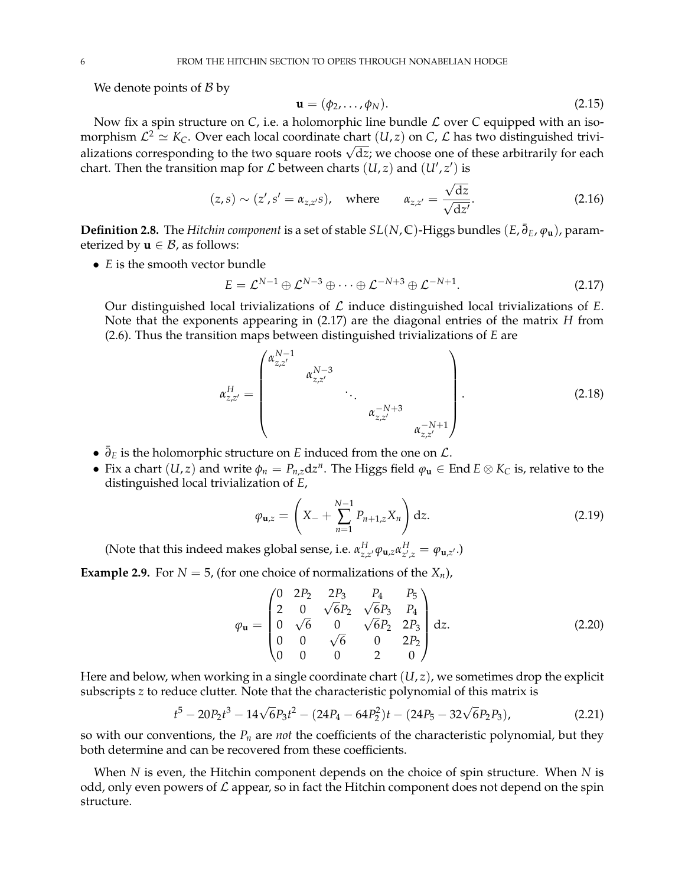We denote points of $\mathcal{B}$ by

$$\mathbf{u} = (\phi_2, \ldots, \phi_N). \tag{2.15}$$

Now fix a spin structure on $C$, i.e. a holomorphic line bundle $\mathcal{L}$ over $C$ equipped with an isomorphism $\mathcal{L}^2 \simeq K_C$. Over each local coordinate chart $(U, z)$ on $C$, $\mathcal{L}$ has two distinguished trivializations corresponding to the two square roots $\sqrt{\mathrm{d}z}$; we choose one of these arbitrarily for each chart. Then the transition map for $\mathcal{L}$ between charts $(U, z)$ and $(U', z')$ is

$$(z, s) \sim (z', s' = \alpha_{z,z'} s), \quad \text{where} \qquad \alpha_{z,z'} = \frac{\sqrt{\mathrm{d}z}}{\sqrt{\mathrm{d}z'}}. \tag{2.16}$$

**Definition 2.8.** The *Hitchin component* is a set of stable $SL(N, \mathbb{C})$-Higgs bundles $(E, \bar{\partial}_E, \varphi_{\mathbf{u}})$, parameterized by $\mathbf{u} \in \mathcal{B}$, as follows:

- $E$ is the smooth vector bundle

$$E = \mathcal{L}^{N-1} \oplus \mathcal{L}^{N-3} \oplus \cdots \oplus \mathcal{L}^{-N+3} \oplus \mathcal{L}^{-N+1}. \tag{2.17}$$

  Our distinguished local trivializations of $\mathcal{L}$ induce distinguished local trivializations of $E$. Note that the exponents appearing in (2.17) are the diagonal entries of the matrix $H$ from (2.6). Thus the transition maps between distinguished trivializations of $E$ are

$$\alpha^H_{z,z'} = \begin{pmatrix} \alpha^{N-1}_{z,z'} & & & & \\ & \alpha^{N-3}_{z,z'} & & & \\ & & \ddots & & \\ & & & \alpha^{-N+3}_{z,z'} & \\ & & & & \alpha^{-N+1}_{z,z'} \end{pmatrix}. \tag{2.18}$$

- $\bar{\partial}_E$ is the holomorphic structure on $E$ induced from the one on $\mathcal{L}$.
- Fix a chart $(U, z)$ and write $\phi_n = P_{n,z}\mathrm{d}z^n$. The Higgs field $\varphi_{\mathbf{u}} \in \operatorname{End} E \otimes K_C$ is, relative to the distinguished local trivialization of $E$,

$$\varphi_{\mathbf{u},z} = \left( X_- + \sum_{n=1}^{N-1} P_{n+1,z} X_n \right) \mathrm{d}z. \tag{2.19}$$

  (Note that this indeed makes global sense, i.e. $\alpha^H_{z,z'} \varphi_{\mathbf{u},z} \alpha^H_{z',z} = \varphi_{\mathbf{u},z'}$.)

**Example 2.9.** For $N = 5$, (for one choice of normalizations of the $X_n$),

$$\varphi_{\mathbf{u}} = \begin{pmatrix} 0 & 2P_2 & 2P_3 & P_4 & P_5 \\ 2 & 0 & \sqrt{6}P_2 & \sqrt{6}P_3 & P_4 \\ 0 & \sqrt{6} & 0 & \sqrt{6}P_2 & 2P_3 \\ 0 & 0 & \sqrt{6} & 0 & 2P_2 \\ 0 & 0 & 0 & 2 & 0 \end{pmatrix} \mathrm{d}z. \tag{2.20}$$

Here and below, when working in a single coordinate chart $(U, z)$, we sometimes drop the explicit subscripts $z$ to reduce clutter. Note that the characteristic polynomial of this matrix is

$$t^5 - 20P_2t^3 - 14\sqrt{6}P_3t^2 - (24P_4 - 64P_2^2)t - (24P_5 - 32\sqrt{6}P_2P_3), \tag{2.21}$$

so with our conventions, the $P_n$ are *not* the coefficients of the characteristic polynomial, but they both determine and can be recovered from these coefficients.

When $N$ is even, the Hitchin component depends on the choice of spin structure. When $N$ is odd, only even powers of $\mathcal{L}$ appear, so in fact the Hitchin component does not depend on the spin structure.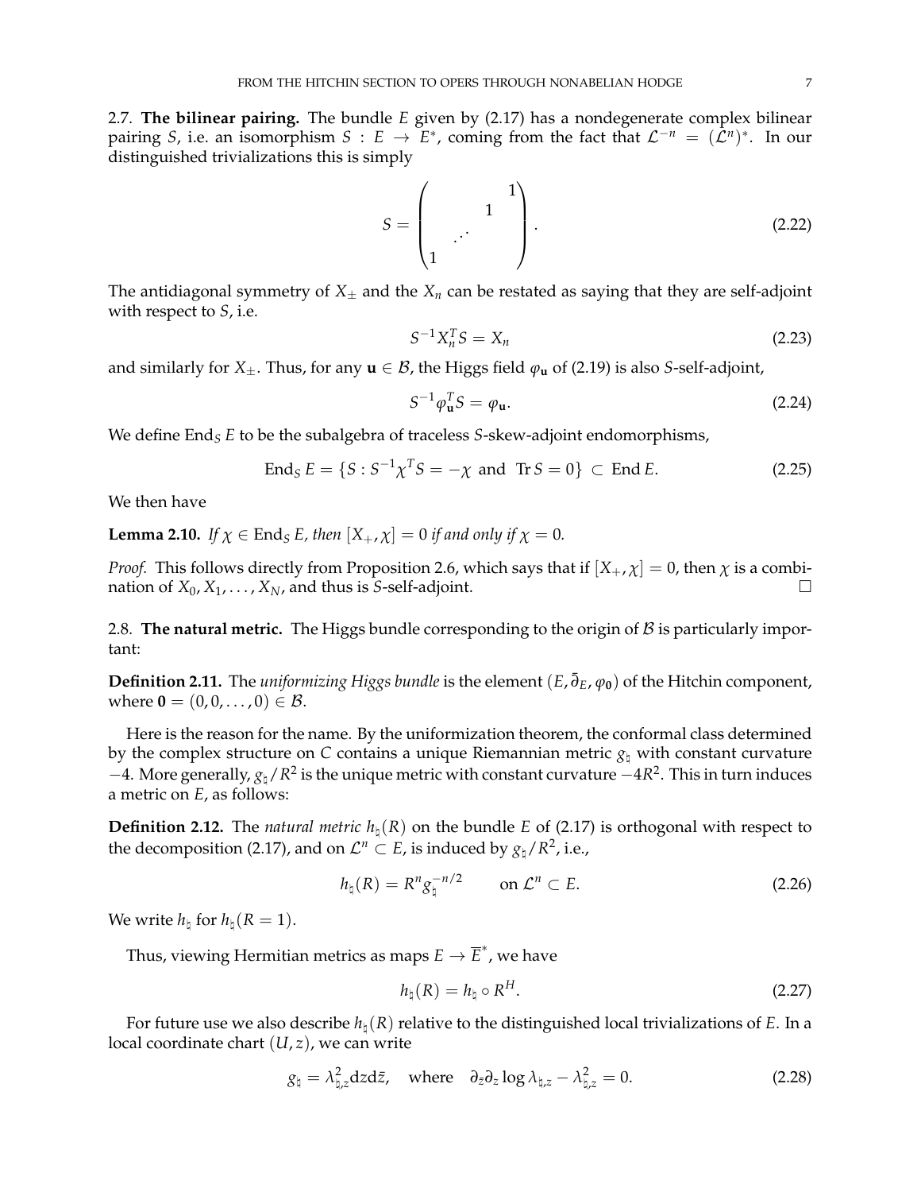### 2.7. The bilinear pairing.

The bundle $E$ given by (2.17) has a nondegenerate complex bilinear pairing $S$, i.e. an isomorphism $S : E \to E^*$, coming from the fact that $\mathcal{L}^{-n} = (\mathcal{L}^n)^*$. In our distinguished trivializations this is simply

$$S = \begin{pmatrix} & & & 1 \\ & & 1 & \\ & \iddots & & \\ 1 & & & \end{pmatrix}. \tag{2.22}$$

The antidiagonal symmetry of $X_\pm$ and the $X_n$ can be restated as saying that they are self-adjoint with respect to $S$, i.e.

$$S^{-1} X_n^T S = X_n \tag{2.23}$$

and similarly for $X_\pm$. Thus, for any $\mathbf{u} \in \mathcal{B}$, the Higgs field $\varphi_{\mathbf{u}}$ of (2.19) is also $S$-self-adjoint,

$$S^{-1} \varphi_{\mathbf{u}}^T S = \varphi_{\mathbf{u}}. \tag{2.24}$$

We define $\operatorname{End}_S E$ to be the subalgebra of traceless $S$-skew-adjoint endomorphisms,

$$\operatorname{End}_S E = \{S : S^{-1}\chi^T S = -\chi \text{ and } \operatorname{Tr} S = 0\} \subset \operatorname{End} E. \tag{2.25}$$

We then have

**Lemma 2.10.** *If $\chi \in \operatorname{End}_S E$, then $[X_+, \chi] = 0$ if and only if $\chi = 0$.*

*Proof.* This follows directly from Proposition 2.6, which says that if $[X_+, \chi] = 0$, then $\chi$ is a combination of $X_0, X_1, \ldots, X_N$, and thus is $S$-self-adjoint. □

### 2.8. The natural metric.

The Higgs bundle corresponding to the origin of $\mathcal{B}$ is particularly important:

**Definition 2.11.** The *uniformizing Higgs bundle* is the element $(E, \bar\partial_E, \varphi_{\mathbf{0}})$ of the Hitchin component, where $\mathbf{0} = (0, 0, \ldots, 0) \in \mathcal{B}$.

Here is the reason for the name. By the uniformization theorem, the conformal class determined by the complex structure on $C$ contains a unique Riemannian metric $g_\natural$ with constant curvature $-4$. More generally, $g_\natural / R^2$ is the unique metric with constant curvature $-4R^2$. This in turn induces a metric on $E$, as follows:

**Definition 2.12.** The *natural metric* $h_\natural(R)$ on the bundle $E$ of (2.17) is orthogonal with respect to the decomposition (2.17), and on $\mathcal{L}^n \subset E$, is induced by $g_\natural / R^2$, i.e.,

$$h_\natural(R) = R^n g_\natural^{-n/2} \qquad \text{on } \mathcal{L}^n \subset E. \tag{2.26}$$

We write $h_\natural$ for $h_\natural(R = 1)$.

Thus, viewing Hermitian metrics as maps $E \to \overline{E}^*$, we have

$$h_\natural(R) = h_\natural \circ R^H. \tag{2.27}$$

For future use we also describe $h_\natural(R)$ relative to the distinguished local trivializations of $E$. In a local coordinate chart $(U, z)$, we can write

$$g_\natural = \lambda_{\natural,z}^2 \mathrm{d}z \mathrm{d}\bar z, \quad \text{where} \quad \partial_{\bar z} \partial_z \log \lambda_{\natural,z} - \lambda_{\natural,z}^2 = 0. \tag{2.28}$$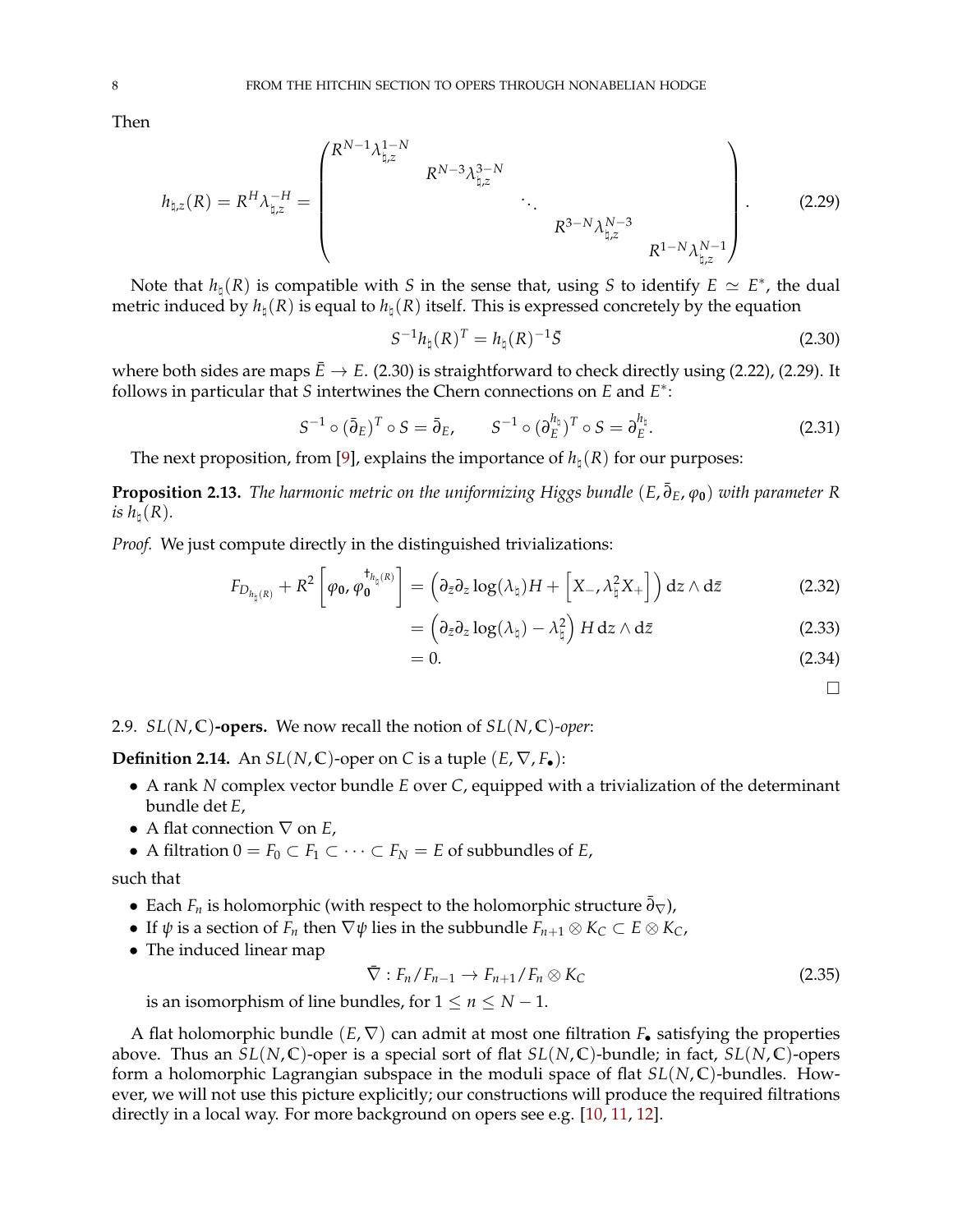Then

$$h_{\natural,z}(R) = R^H \lambda_{\natural,z}^{-H} = \begin{pmatrix} R^{N-1}\lambda_{\natural,z}^{1-N} & & & & \\ & R^{N-3}\lambda_{\natural,z}^{3-N} & & & \\ & & \ddots & & \\ & & & R^{3-N}\lambda_{\natural,z}^{N-3} & \\ & & & & R^{1-N}\lambda_{\natural,z}^{N-1} \end{pmatrix}. \tag{2.29}$$

Note that $h_\natural(R)$ is compatible with $S$ in the sense that, using $S$ to identify $E \simeq E^*$, the dual metric induced by $h_\natural(R)$ is equal to $h_\natural(R)$ itself. This is expressed concretely by the equation

$$S^{-1} h_\natural(R)^T = h_\natural(R)^{-1} \bar{S} \tag{2.30}$$

where both sides are maps $\bar{E} \to E$. (2.30) is straightforward to check directly using (2.22), (2.29). It follows in particular that $S$ intertwines the Chern connections on $E$ and $E^*$:

$$S^{-1} \circ (\bar\partial_E)^T \circ S = \bar\partial_E, \qquad S^{-1} \circ (\partial_E^{h_\natural})^T \circ S = \partial_E^{h_\natural}. \tag{2.31}$$

The next proposition, from [9], explains the importance of $h_\natural(R)$ for our purposes:

**Proposition 2.13.** *The harmonic metric on the uniformizing Higgs bundle $(E, \bar\partial_E, \varphi_0)$ with parameter $R$ is $h_\natural(R)$.*

*Proof.* We just compute directly in the distinguished trivializations:

$$\begin{aligned} F_{D_{h_\natural(R)}} + R^2 \left[\varphi_0, \varphi_0^{\dagger_{h_\natural(R)}}\right] &= \left(\partial_{\bar z}\partial_z \log(\lambda_\natural) H + \left[X_-, \lambda_\natural^2 X_+\right]\right) \mathrm{d}z \wedge \mathrm{d}\bar z & (2.32)\\ &= \left(\partial_{\bar z}\partial_z \log(\lambda_\natural) - \lambda_\natural^2\right) H \, \mathrm{d}z \wedge \mathrm{d}\bar z & (2.33)\\ &= 0. & (2.34) \end{aligned}$$

□

## 2.9. $SL(N,\mathbb{C})$-opers.

We now recall the notion of $SL(N,\mathbb{C})$-*oper*:

**Definition 2.14.** An $SL(N,\mathbb{C})$-oper on $C$ is a tuple $(E, \nabla, F_\bullet)$:

- A rank $N$ complex vector bundle $E$ over $C$, equipped with a trivialization of the determinant bundle $\det E$,
- A flat connection $\nabla$ on $E$,
- A filtration $0 = F_0 \subset F_1 \subset \cdots \subset F_N = E$ of subbundles of $E$,

such that

- Each $F_n$ is holomorphic (with respect to the holomorphic structure $\bar\partial_\nabla$),
- If $\psi$ is a section of $F_n$ then $\nabla\psi$ lies in the subbundle $F_{n+1} \otimes K_C \subset E \otimes K_C$,
- The induced linear map

$$\bar\nabla : F_n / F_{n-1} \to F_{n+1}/F_n \otimes K_C \tag{2.35}$$

is an isomorphism of line bundles, for $1 \le n \le N-1$.

A flat holomorphic bundle $(E, \nabla)$ can admit at most one filtration $F_\bullet$ satisfying the properties above. Thus an $SL(N,\mathbb{C})$-oper is a special sort of flat $SL(N,\mathbb{C})$-bundle; in fact, $SL(N,\mathbb{C})$-opers form a holomorphic Lagrangian subspace in the moduli space of flat $SL(N,\mathbb{C})$-bundles. However, we will not use this picture explicitly; our constructions will produce the required filtrations directly in a local way. For more background on opers see e.g. [10, 11, 12].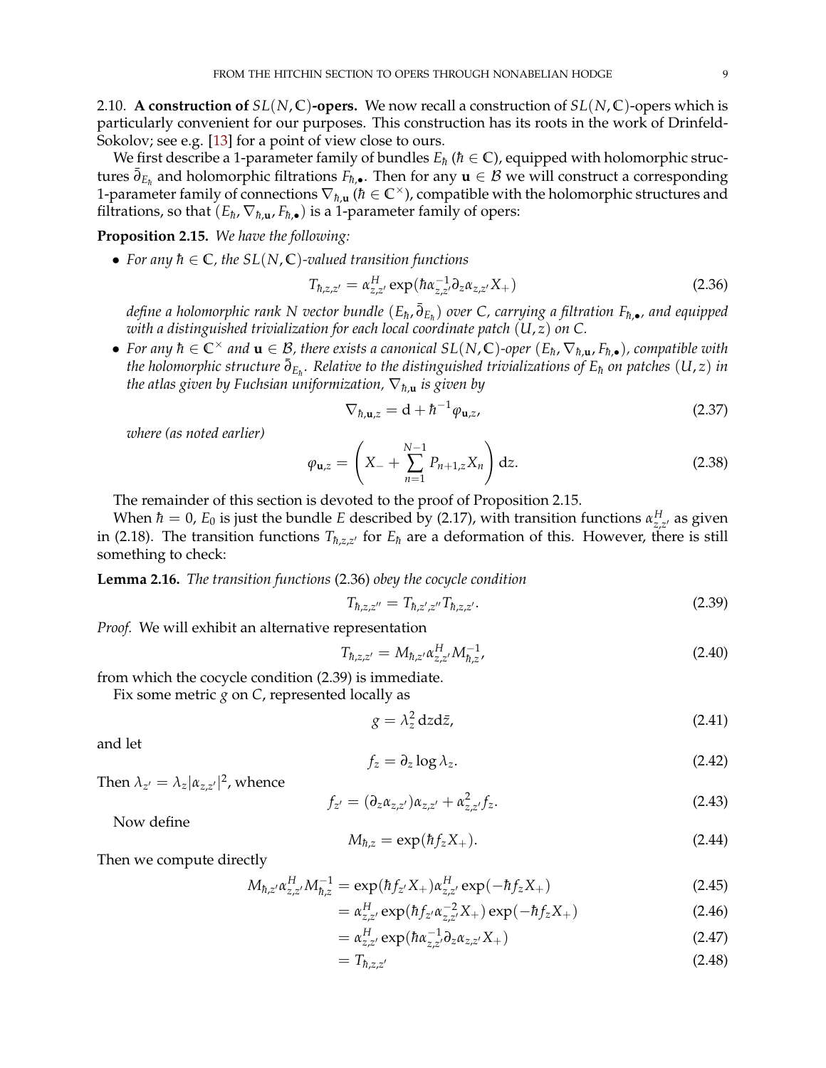## 2.10. **A construction of $SL(N,\mathbb{C})$-opers.**

We now recall a construction of $SL(N,\mathbb{C})$-opers which is particularly convenient for our purposes. This construction has its roots in the work of Drinfeld-Sokolov; see e.g. [13] for a point of view close to ours.

We first describe a 1-parameter family of bundles $E_\hbar$ ($\hbar \in \mathbb{C}$), equipped with holomorphic structures $\bar\partial_{E_\hbar}$ and holomorphic filtrations $F_{\hbar,\bullet}$. Then for any $\mathbf{u} \in \mathcal{B}$ we will construct a corresponding 1-parameter family of connections $\nabla_{\hbar,\mathbf{u}}$ ($\hbar \in \mathbb{C}^\times$), compatible with the holomorphic structures and filtrations, so that $(E_\hbar, \nabla_{\hbar,\mathbf{u}}, F_{\hbar,\bullet})$ is a 1-parameter family of opers:

**Proposition 2.15.** *We have the following:*

- *For any $\hbar \in \mathbb{C}$, the $SL(N,\mathbb{C})$-valued transition functions*
$$T_{\hbar,z,z'} = \alpha^H_{z,z'} \exp(\hbar \alpha^{-1}_{z,z'} \partial_z \alpha_{z,z'} X_+) \tag{2.36}$$
*define a holomorphic rank $N$ vector bundle $(E_\hbar, \bar\partial_{E_\hbar})$ over $C$, carrying a filtration $F_{\hbar,\bullet}$, and equipped with a distinguished trivialization for each local coordinate patch $(U,z)$ on $C$.*
- *For any $\hbar \in \mathbb{C}^\times$ and $\mathbf{u} \in \mathcal{B}$, there exists a canonical $SL(N,\mathbb{C})$-oper $(E_\hbar, \nabla_{\hbar,\mathbf{u}}, F_{\hbar,\bullet})$, compatible with the holomorphic structure $\bar\partial_{E_\hbar}$. Relative to the distinguished trivializations of $E_\hbar$ on patches $(U,z)$ in the atlas given by Fuchsian uniformization, $\nabla_{\hbar,\mathbf{u}}$ is given by*
$$\nabla_{\hbar,\mathbf{u},z} = \mathrm{d} + \hbar^{-1}\varphi_{\mathbf{u},z}, \tag{2.37}$$
*where (as noted earlier)*
$$\varphi_{\mathbf{u},z} = \left( X_- + \sum_{n=1}^{N-1} P_{n+1,z} X_n \right) \mathrm{d}z. \tag{2.38}$$

The remainder of this section is devoted to the proof of Proposition 2.15.

When $\hbar = 0$, $E_0$ is just the bundle $E$ described by (2.17), with transition functions $\alpha^H_{z,z'}$ as given in (2.18). The transition functions $T_{\hbar,z,z'}$ for $E_\hbar$ are a deformation of this. However, there is still something to check:

**Lemma 2.16.** *The transition functions* (2.36) *obey the cocycle condition*
$$T_{\hbar,z,z''} = T_{\hbar,z',z''} T_{\hbar,z,z'}. \tag{2.39}$$

*Proof.* We will exhibit an alternative representation
$$T_{\hbar,z,z'} = M_{\hbar,z'} \alpha^H_{z,z'} M^{-1}_{\hbar,z}, \tag{2.40}$$
from which the cocycle condition (2.39) is immediate.

Fix some metric $g$ on $C$, represented locally as
$$g = \lambda_z^2 \, \mathrm{d}z \mathrm{d}\bar z, \tag{2.41}$$
and let
$$f_z = \partial_z \log \lambda_z. \tag{2.42}$$
Then $\lambda_{z'} = \lambda_z |\alpha_{z,z'}|^2$, whence
$$f_{z'} = (\partial_z \alpha_{z,z'})\alpha_{z,z'} + \alpha^2_{z,z'} f_z. \tag{2.43}$$

Now define
$$M_{\hbar,z} = \exp(\hbar f_z X_+). \tag{2.44}$$
Then we compute directly
$$M_{\hbar,z'}\alpha^H_{z,z'}M^{-1}_{\hbar,z} = \exp(\hbar f_{z'} X_+)\alpha^H_{z,z'} \exp(-\hbar f_z X_+) \tag{2.45}$$
$$= \alpha^H_{z,z'} \exp(\hbar f_{z'} \alpha^{-2}_{z,z'} X_+) \exp(-\hbar f_z X_+) \tag{2.46}$$
$$= \alpha^H_{z,z'} \exp(\hbar \alpha^{-1}_{z,z'} \partial_z \alpha_{z,z'} X_+) \tag{2.47}$$
$$= T_{\hbar,z,z'} \tag{2.48}$$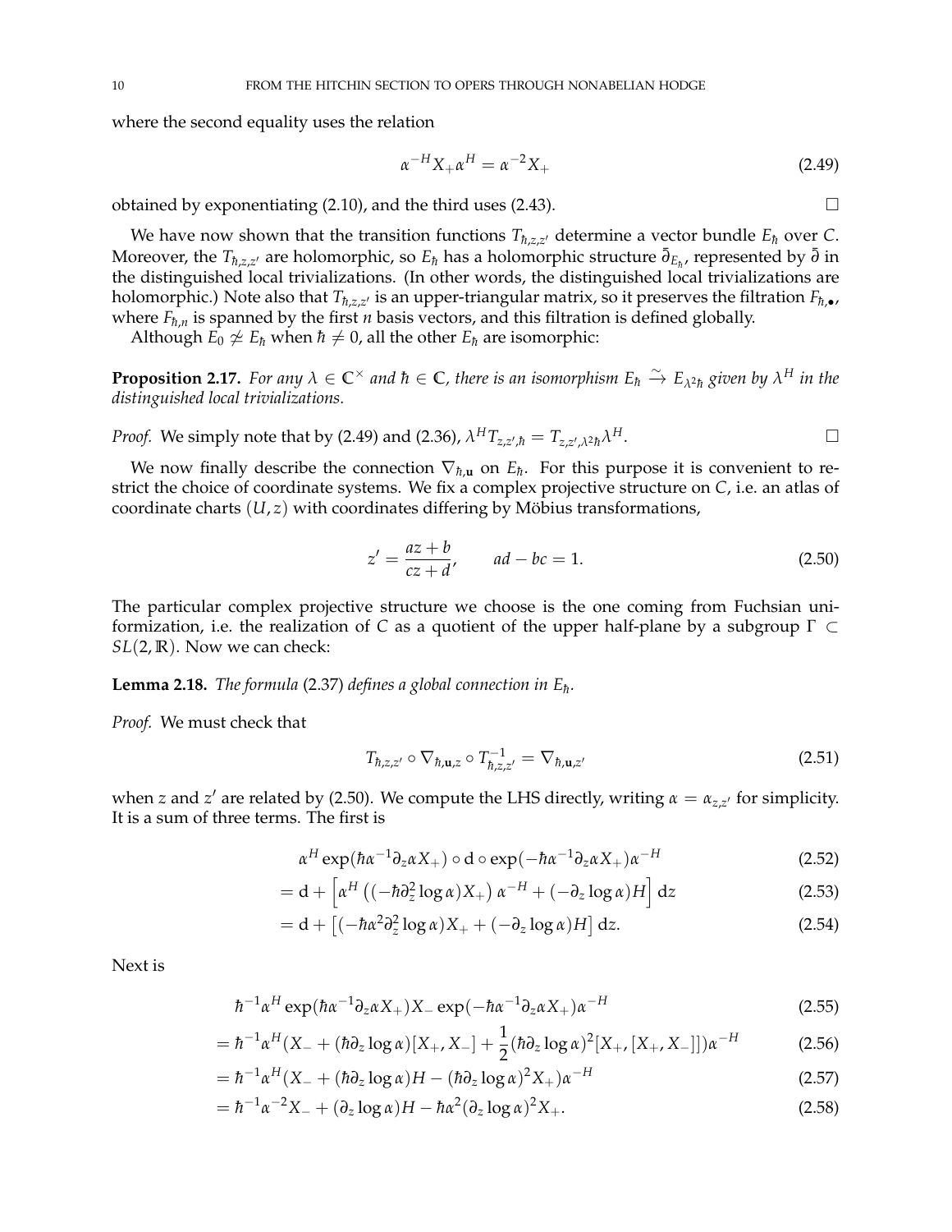where the second equality uses the relation

$$\alpha^{-H} X_+ \alpha^H = \alpha^{-2} X_+ \tag{2.49}$$

obtained by exponentiating (2.10), and the third uses (2.43). □

We have now shown that the transition functions $T_{\hbar,z,z'}$ determine a vector bundle $E_\hbar$ over $C$. Moreover, the $T_{\hbar,z,z'}$ are holomorphic, so $E_\hbar$ has a holomorphic structure $\bar{\partial}_{E_\hbar}$, represented by $\bar{\partial}$ in the distinguished local trivializations. (In other words, the distinguished local trivializations are holomorphic.) Note also that $T_{\hbar,z,z'}$ is an upper-triangular matrix, so it preserves the filtration $F_{\hbar,\bullet}$, where $F_{\hbar,n}$ is spanned by the first $n$ basis vectors, and this filtration is defined globally.

Although $E_0 \not\simeq E_\hbar$ when $\hbar \neq 0$, all the other $E_\hbar$ are isomorphic:

**Proposition 2.17.** *For any $\lambda \in \mathbb{C}^\times$ and $\hbar \in \mathbb{C}$, there is an isomorphism $E_\hbar \xrightarrow{\sim} E_{\lambda^2\hbar}$ given by $\lambda^H$ in the distinguished local trivializations.*

*Proof.* We simply note that by (2.49) and (2.36), $\lambda^H T_{z,z',\hbar} = T_{z,z',\lambda^2\hbar}\lambda^H$. □

We now finally describe the connection $\nabla_{\hbar,\mathbf{u}}$ on $E_\hbar$. For this purpose it is convenient to restrict the choice of coordinate systems. We fix a complex projective structure on $C$, i.e. an atlas of coordinate charts $(U, z)$ with coordinates differing by Möbius transformations,

$$z' = \frac{az+b}{cz+d}, \qquad ad - bc = 1. \tag{2.50}$$

The particular complex projective structure we choose is the one coming from Fuchsian uniformization, i.e. the realization of $C$ as a quotient of the upper half-plane by a subgroup $\Gamma \subset SL(2,\mathbb{R})$. Now we can check:

**Lemma 2.18.** *The formula* (2.37) *defines a global connection in $E_\hbar$.*

*Proof.* We must check that

$$T_{\hbar,z,z'} \circ \nabla_{\hbar,\mathbf{u},z} \circ T^{-1}_{\hbar,z,z'} = \nabla_{\hbar,\mathbf{u},z'} \tag{2.51}$$

when $z$ and $z'$ are related by (2.50). We compute the LHS directly, writing $\alpha = \alpha_{z,z'}$ for simplicity. It is a sum of three terms. The first is

$$\alpha^H \exp(\hbar\alpha^{-1}\partial_z\alpha X_+) \circ \mathrm{d} \circ \exp(-\hbar\alpha^{-1}\partial_z\alpha X_+)\alpha^{-H} \tag{2.52}$$

$$= \mathrm{d} + \left[\alpha^H \left((-\hbar\partial_z^2 \log\alpha) X_+\right)\alpha^{-H} + (-\partial_z \log\alpha) H\right] \mathrm{d}z \tag{2.53}$$

$$= \mathrm{d} + \left[(-\hbar\alpha^2\partial_z^2 \log\alpha) X_+ + (-\partial_z \log\alpha) H\right] \mathrm{d}z. \tag{2.54}$$

Next is

$$\hbar^{-1}\alpha^H \exp(\hbar\alpha^{-1}\partial_z\alpha X_+) X_- \exp(-\hbar\alpha^{-1}\partial_z\alpha X_+)\alpha^{-H} \tag{2.55}$$

$$= \hbar^{-1}\alpha^H (X_- + (\hbar\partial_z \log\alpha)[X_+, X_-] + \frac{1}{2}(\hbar\partial_z \log\alpha)^2 [X_+, [X_+, X_-]])\alpha^{-H} \tag{2.56}$$

$$= \hbar^{-1}\alpha^H (X_- + (\hbar\partial_z \log\alpha) H - (\hbar\partial_z \log\alpha)^2 X_+)\alpha^{-H} \tag{2.57}$$

$$= \hbar^{-1}\alpha^{-2} X_- + (\partial_z \log\alpha) H - \hbar\alpha^2 (\partial_z \log\alpha)^2 X_+. \tag{2.58}$$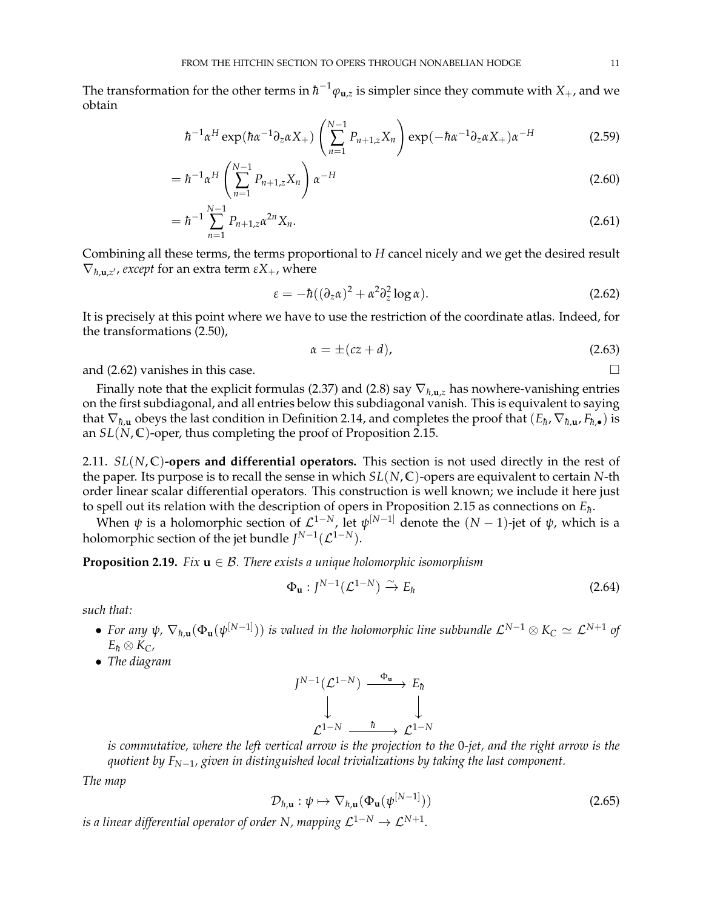The transformation for the other terms in $\hbar^{-1}\varphi_{\mathbf{u},z}$ is simpler since they commute with $X_+$, and we obtain

$$\hbar^{-1}\alpha^H \exp(\hbar\alpha^{-1}\partial_z \alpha X_+) \left(\sum_{n=1}^{N-1} P_{n+1,z} X_n\right) \exp(-\hbar\alpha^{-1}\partial_z \alpha X_+)\alpha^{-H} \tag{2.59}$$

$$= \hbar^{-1}\alpha^H \left(\sum_{n=1}^{N-1} P_{n+1,z} X_n\right) \alpha^{-H} \tag{2.60}$$

$$= \hbar^{-1} \sum_{n=1}^{N-1} P_{n+1,z}\alpha^{2n} X_n. \tag{2.61}$$

Combining all these terms, the terms proportional to $H$ cancel nicely and we get the desired result $\nabla_{\hbar,\mathbf{u},z'}$, *except* for an extra term $\varepsilon X_+$, where

$$\varepsilon = -\hbar((\partial_z\alpha)^2 + \alpha^2 \partial_z^2 \log \alpha). \tag{2.62}$$

It is precisely at this point where we have to use the restriction of the coordinate atlas. Indeed, for the transformations (2.50),

$$\alpha = \pm(cz + d), \tag{2.63}$$

and (2.62) vanishes in this case. □

Finally note that the explicit formulas (2.37) and (2.8) say $\nabla_{\hbar,\mathbf{u},z}$ has nowhere-vanishing entries on the first subdiagonal, and all entries below this subdiagonal vanish. This is equivalent to saying that $\nabla_{\hbar,\mathbf{u}}$ obeys the last condition in Definition 2.14, and completes the proof that $(E_\hbar, \nabla_{\hbar,\mathbf{u}}, F_{\hbar,\bullet})$ is an $SL(N,\mathbb{C})$-oper, thus completing the proof of Proposition 2.15.

## 2.11. $SL(N,\mathbb{C})$-opers and differential operators.

This section is not used directly in the rest of the paper. Its purpose is to recall the sense in which $SL(N,\mathbb{C})$-opers are equivalent to certain $N$-th order linear scalar differential operators. This construction is well known; we include it here just to spell out its relation with the description of opers in Proposition 2.15 as connections on $E_\hbar$.

When $\psi$ is a holomorphic section of $\mathcal{L}^{1-N}$, let $\psi^{[N-1]}$ denote the $(N-1)$-jet of $\psi$, which is a holomorphic section of the jet bundle $J^{N-1}(\mathcal{L}^{1-N})$.

**Proposition 2.19.** *Fix $\mathbf{u} \in \mathcal{B}$. There exists a unique holomorphic isomorphism*

$$\Phi_{\mathbf{u}} : J^{N-1}(\mathcal{L}^{1-N}) \xrightarrow{\sim} E_\hbar \tag{2.64}$$

*such that:*

- *For any $\psi$, $\nabla_{\hbar,\mathbf{u}}(\Phi_{\mathbf{u}}(\psi^{[N-1]}))$ is valued in the holomorphic line subbundle $\mathcal{L}^{N-1} \otimes K_C \simeq \mathcal{L}^{N+1}$ of $E_\hbar \otimes K_C$,*
- *The diagram*

$$\begin{array}{ccc} J^{N-1}(\mathcal{L}^{1-N}) & \xrightarrow{\Phi_{\mathbf{u}}} & E_\hbar \\ \downarrow & & \downarrow \\ \mathcal{L}^{1-N} & \xrightarrow{\hbar} & \mathcal{L}^{1-N} \end{array}$$

*is commutative, where the left vertical arrow is the projection to the 0-jet, and the right arrow is the quotient by $F_{N-1}$, given in distinguished local trivializations by taking the last component.*

*The map*

$$\mathcal{D}_{\hbar,\mathbf{u}} : \psi \mapsto \nabla_{\hbar,\mathbf{u}}(\Phi_{\mathbf{u}}(\psi^{[N-1]})) \tag{2.65}$$

*is a linear differential operator of order $N$, mapping $\mathcal{L}^{1-N} \to \mathcal{L}^{N+1}$.*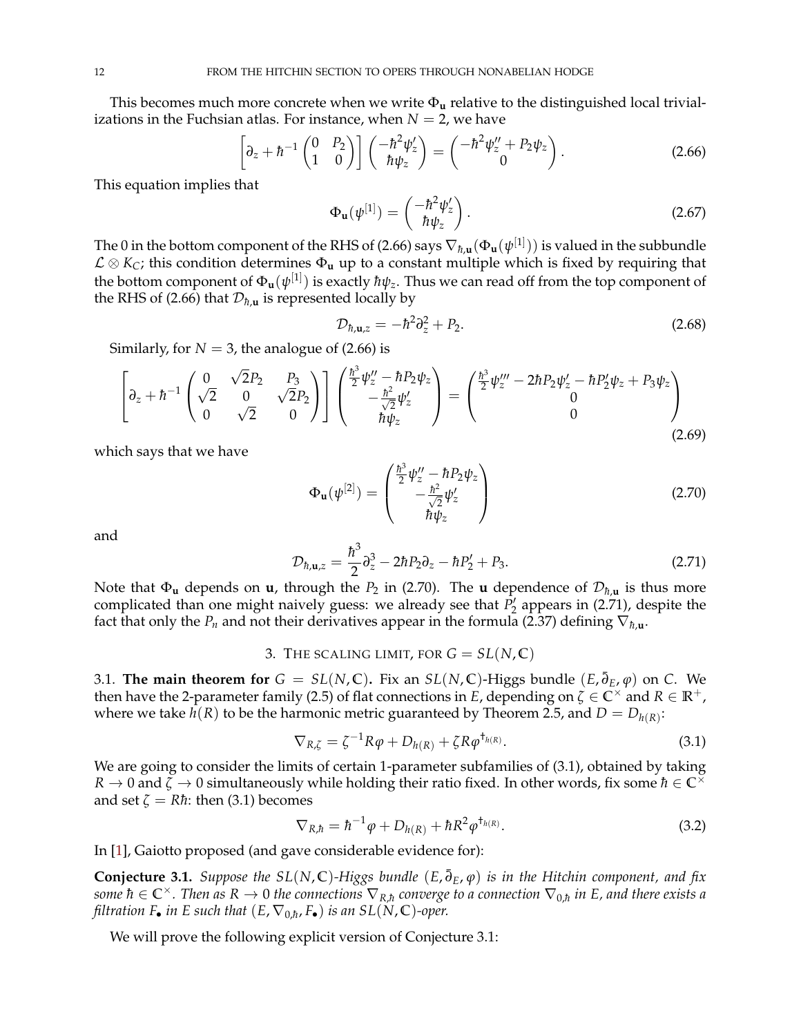This becomes much more concrete when we write $\Phi_{\mathbf{u}}$ relative to the distinguished local trivializations in the Fuchsian atlas. For instance, when $N = 2$, we have

$$\left[\partial_z + \hbar^{-1}\begin{pmatrix} 0 & P_2 \\ 1 & 0 \end{pmatrix}\right]\begin{pmatrix} -\hbar^2\psi_z' \\ \hbar\psi_z \end{pmatrix} = \begin{pmatrix} -\hbar^2\psi_z'' + P_2\psi_z \\ 0 \end{pmatrix}. \tag{2.66}$$

This equation implies that

$$\Phi_{\mathbf{u}}(\psi^{[1]}) = \begin{pmatrix} -\hbar^2\psi_z' \\ \hbar\psi_z \end{pmatrix}. \tag{2.67}$$

The 0 in the bottom component of the RHS of (2.66) says $\nabla_{\hbar,\mathbf{u}}(\Phi_{\mathbf{u}}(\psi^{[1]}))$ is valued in the subbundle $\mathcal{L} \otimes K_C$; this condition determines $\Phi_{\mathbf{u}}$ up to a constant multiple which is fixed by requiring that the bottom component of $\Phi_{\mathbf{u}}(\psi^{[1]})$ is exactly $\hbar\psi_z$. Thus we can read off from the top component of the RHS of (2.66) that $\mathcal{D}_{\hbar,\mathbf{u}}$ is represented locally by

$$\mathcal{D}_{\hbar,\mathbf{u},z} = -\hbar^2\partial_z^2 + P_2. \tag{2.68}$$

Similarly, for $N = 3$, the analogue of (2.66) is

$$\left[\partial_z + \hbar^{-1}\begin{pmatrix} 0 & \sqrt{2}P_2 & P_3 \\ \sqrt{2} & 0 & \sqrt{2}P_2 \\ 0 & \sqrt{2} & 0 \end{pmatrix}\right]\begin{pmatrix} \frac{\hbar^3}{2}\psi_z'' - \hbar P_2\psi_z \\ -\frac{\hbar^2}{\sqrt{2}}\psi_z' \\ \hbar\psi_z \end{pmatrix} = \begin{pmatrix} \frac{\hbar^3}{2}\psi_z''' - 2\hbar P_2\psi_z' - \hbar P_2'\psi_z + P_3\psi_z \\ 0 \\ 0 \end{pmatrix} \tag{2.69}$$

which says that we have

$$\Phi_{\mathbf{u}}(\psi^{[2]}) = \begin{pmatrix} \frac{\hbar^3}{2}\psi_z'' - \hbar P_2\psi_z \\ -\frac{\hbar^2}{\sqrt{2}}\psi_z' \\ \hbar\psi_z \end{pmatrix} \tag{2.70}$$

and

$$\mathcal{D}_{\hbar,\mathbf{u},z} = \frac{\hbar^3}{2}\partial_z^3 - 2\hbar P_2\partial_z - \hbar P_2' + P_3. \tag{2.71}$$

Note that $\Phi_{\mathbf{u}}$ depends on $\mathbf{u}$, through the $P_2$ in (2.70). The $\mathbf{u}$ dependence of $\mathcal{D}_{\hbar,\mathbf{u}}$ is thus more complicated than one might naively guess: we already see that $P_2'$ appears in (2.71), despite the fact that only the $P_n$ and not their derivatives appear in the formula (2.37) defining $\nabla_{\hbar,\mathbf{u}}$.

## 3. The scaling limit, for $G = SL(N, \mathbb{C})$

### 3.1. **The main theorem for $G = SL(N, \mathbb{C})$.**

Fix an $SL(N, \mathbb{C})$-Higgs bundle $(E, \bar{\partial}_E, \varphi)$ on $C$. We then have the 2-parameter family (2.5) of flat connections in $E$, depending on $\zeta \in \mathbb{C}^\times$ and $R \in \mathbb{R}^+$, where we take $h(R)$ to be the harmonic metric guaranteed by Theorem 2.5, and $D = D_{h(R)}$:

$$\nabla_{R,\zeta} = \zeta^{-1}R\varphi + D_{h(R)} + \zeta R\varphi^{\dagger_{h(R)}}. \tag{3.1}$$

We are going to consider the limits of certain 1-parameter subfamilies of (3.1), obtained by taking $R \to 0$ and $\zeta \to 0$ simultaneously while holding their ratio fixed. In other words, fix some $\hbar \in \mathbb{C}^\times$ and set $\zeta = R\hbar$: then (3.1) becomes

$$\nabla_{R,\hbar} = \hbar^{-1}\varphi + D_{h(R)} + \hbar R^2\varphi^{\dagger_{h(R)}}. \tag{3.2}$$

In [1], Gaiotto proposed (and gave considerable evidence for):

**Conjecture 3.1.** *Suppose the $SL(N, \mathbb{C})$-Higgs bundle $(E, \bar{\partial}_E, \varphi)$ is in the Hitchin component, and fix some $\hbar \in \mathbb{C}^\times$. Then as $R \to 0$ the connections $\nabla_{R,\hbar}$ converge to a connection $\nabla_{0,\hbar}$ in $E$, and there exists a filtration $F_\bullet$ in $E$ such that $(E, \nabla_{0,\hbar}, F_\bullet)$ is an $SL(N, \mathbb{C})$-oper.*

We will prove the following explicit version of Conjecture 3.1: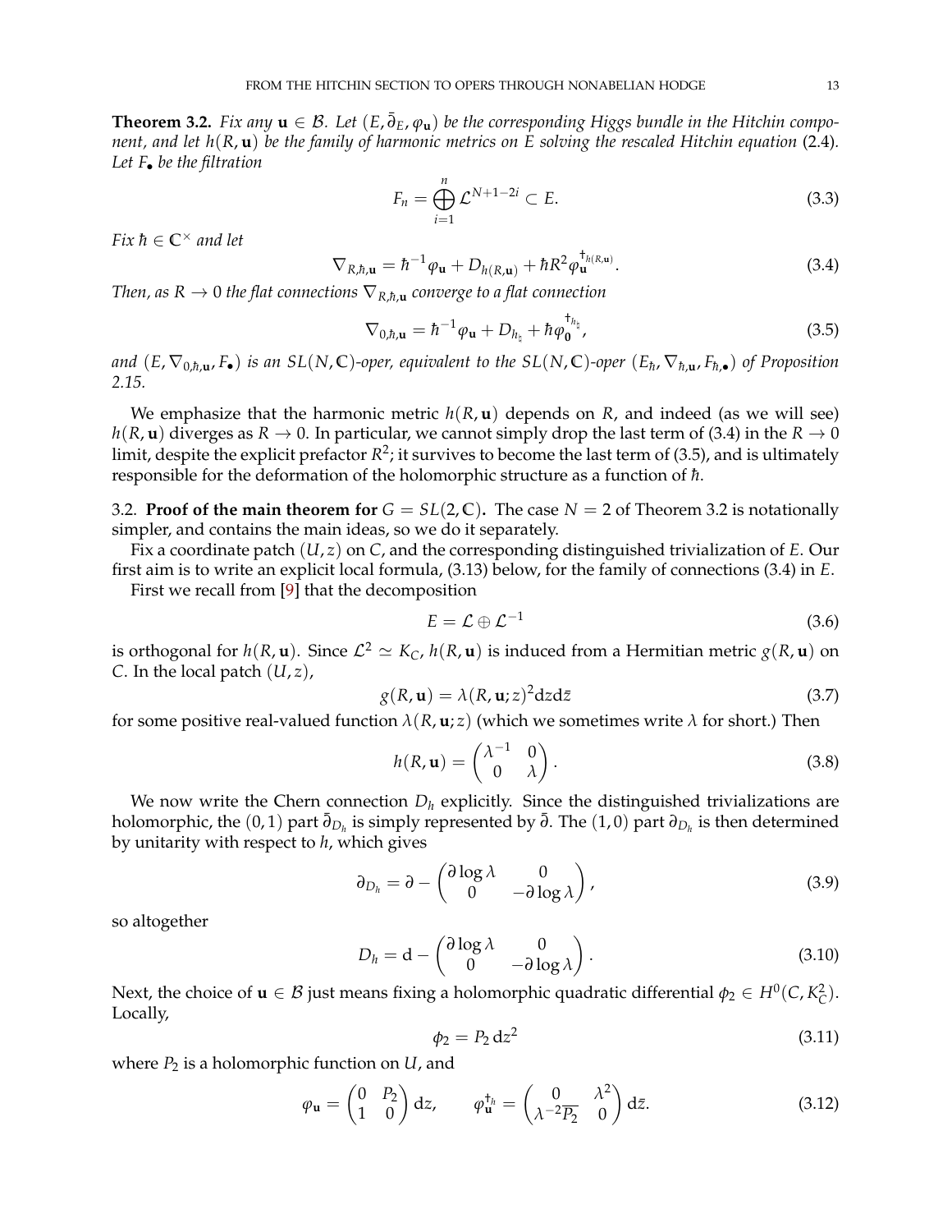**Theorem 3.2.** *Fix any $\mathbf{u} \in \mathcal{B}$. Let $(E, \bar{\partial}_E, \varphi_{\mathbf{u}})$ be the corresponding Higgs bundle in the Hitchin component, and let $h(R, \mathbf{u})$ be the family of harmonic metrics on $E$ solving the rescaled Hitchin equation* (2.4)*. Let $F_\bullet$ be the filtration*

$$F_n = \bigoplus_{i=1}^{n} \mathcal{L}^{N+1-2i} \subset E. \tag{3.3}$$

*Fix $\hbar \in \mathbb{C}^\times$ and let*

$$\nabla_{R,\hbar,\mathbf{u}} = \hbar^{-1}\varphi_{\mathbf{u}} + D_{h(R,\mathbf{u})} + \hbar R^2 \varphi_{\mathbf{u}}^{\dagger_{h(R,\mathbf{u})}}. \tag{3.4}$$

*Then, as $R \to 0$ the flat connections $\nabla_{R,\hbar,\mathbf{u}}$ converge to a flat connection*

$$\nabla_{0,\hbar,\mathbf{u}} = \hbar^{-1}\varphi_{\mathbf{u}} + D_{h_\natural} + \hbar \varphi_{\mathbf{0}}^{\dagger_{h_\natural}}, \tag{3.5}$$

*and $(E, \nabla_{0,\hbar,\mathbf{u}}, F_\bullet)$ is an $SL(N,\mathbb{C})$-oper, equivalent to the $SL(N,\mathbb{C})$-oper $(E_\hbar, \nabla_{\hbar,\mathbf{u}}, F_{\hbar,\bullet})$ of Proposition 2.15.*

We emphasize that the harmonic metric $h(R, \mathbf{u})$ depends on $R$, and indeed (as we will see) $h(R, \mathbf{u})$ diverges as $R \to 0$. In particular, we cannot simply drop the last term of (3.4) in the $R \to 0$ limit, despite the explicit prefactor $R^2$; it survives to become the last term of (3.5), and is ultimately responsible for the deformation of the holomorphic structure as a function of $\hbar$.

### 3.2. Proof of the main theorem for $G = SL(2,\mathbb{C})$.

The case $N = 2$ of Theorem 3.2 is notationally simpler, and contains the main ideas, so we do it separately.

Fix a coordinate patch $(U, z)$ on $C$, and the corresponding distinguished trivialization of $E$. Our first aim is to write an explicit local formula, (3.13) below, for the family of connections (3.4) in $E$.

First we recall from [9] that the decomposition

$$E = \mathcal{L} \oplus \mathcal{L}^{-1} \tag{3.6}$$

is orthogonal for $h(R, \mathbf{u})$. Since $\mathcal{L}^2 \simeq K_C$, $h(R, \mathbf{u})$ is induced from a Hermitian metric $g(R, \mathbf{u})$ on $C$. In the local patch $(U, z)$,

$$g(R, \mathbf{u}) = \lambda(R, \mathbf{u}; z)^2 \mathrm{d}z \mathrm{d}\bar{z} \tag{3.7}$$

for some positive real-valued function $\lambda(R, \mathbf{u}; z)$ (which we sometimes write $\lambda$ for short.) Then

$$h(R, \mathbf{u}) = \begin{pmatrix} \lambda^{-1} & 0 \\ 0 & \lambda \end{pmatrix}. \tag{3.8}$$

We now write the Chern connection $D_h$ explicitly. Since the distinguished trivializations are holomorphic, the $(0,1)$ part $\bar{\partial}_{D_h}$ is simply represented by $\bar{\partial}$. The $(1,0)$ part $\partial_{D_h}$ is then determined by unitarity with respect to $h$, which gives

$$\partial_{D_h} = \partial - \begin{pmatrix} \partial \log \lambda & 0 \\ 0 & -\partial \log \lambda \end{pmatrix}, \tag{3.9}$$

so altogether

$$D_h = \mathrm{d} - \begin{pmatrix} \partial \log \lambda & 0 \\ 0 & -\partial \log \lambda \end{pmatrix}. \tag{3.10}$$

Next, the choice of $\mathbf{u} \in \mathcal{B}$ just means fixing a holomorphic quadratic differential $\phi_2 \in H^0(C, K_C^2)$. Locally,

$$\phi_2 = P_2 \, \mathrm{d}z^2 \tag{3.11}$$

where $P_2$ is a holomorphic function on $U$, and

$$\varphi_{\mathbf{u}} = \begin{pmatrix} 0 & P_2 \\ 1 & 0 \end{pmatrix} \mathrm{d}z, \qquad \varphi_{\mathbf{u}}^{\dagger_h} = \begin{pmatrix} 0 & \lambda^2 \\ \lambda^{-2}\overline{P_2} & 0 \end{pmatrix} \mathrm{d}\bar{z}. \tag{3.12}$$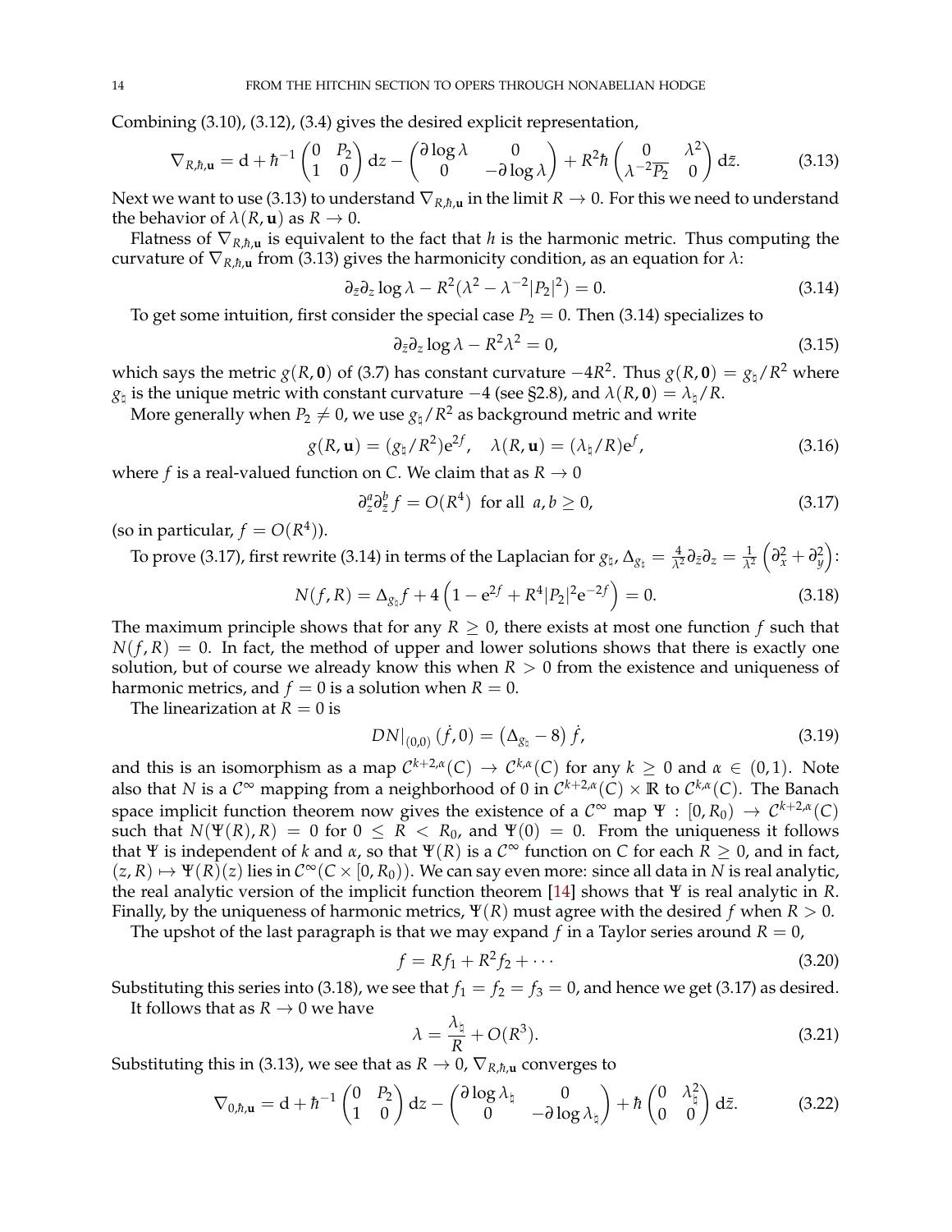Combining (3.10), (3.12), (3.4) gives the desired explicit representation,

$$\nabla_{R,\hbar,\mathbf{u}} = \mathrm{d} + \hbar^{-1} \begin{pmatrix} 0 & P_2 \\ 1 & 0 \end{pmatrix} \mathrm{d}z - \begin{pmatrix} \partial \log \lambda & 0 \\ 0 & -\partial \log \lambda \end{pmatrix} + R^2 \hbar \begin{pmatrix} 0 & \lambda^2 \\ \lambda^{-2}\overline{P_2} & 0 \end{pmatrix} \mathrm{d}\bar{z}. \tag{3.13}$$

Next we want to use (3.13) to understand $\nabla_{R,\hbar,\mathbf{u}}$ in the limit $R \to 0$. For this we need to understand the behavior of $\lambda(R, \mathbf{u})$ as $R \to 0$.

Flatness of $\nabla_{R,\hbar,\mathbf{u}}$ is equivalent to the fact that $h$ is the harmonic metric. Thus computing the curvature of $\nabla_{R,\hbar,\mathbf{u}}$ from (3.13) gives the harmonicity condition, as an equation for $\lambda$:

$$\partial_{\bar{z}} \partial_z \log \lambda - R^2(\lambda^2 - \lambda^{-2}|P_2|^2) = 0. \tag{3.14}$$

To get some intuition, first consider the special case $P_2 = 0$. Then (3.14) specializes to

$$\partial_{\bar{z}} \partial_z \log \lambda - R^2 \lambda^2 = 0, \tag{3.15}$$

which says the metric $g(R, \mathbf{0})$ of (3.7) has constant curvature $-4R^2$. Thus $g(R, \mathbf{0}) = g_\natural / R^2$ where $g_\natural$ is the unique metric with constant curvature $-4$ (see §2.8), and $\lambda(R, \mathbf{0}) = \lambda_\natural / R$.

More generally when $P_2 \neq 0$, we use $g_\natural / R^2$ as background metric and write

$$g(R, \mathbf{u}) = (g_\natural / R^2) \mathrm{e}^{2f}, \quad \lambda(R, \mathbf{u}) = (\lambda_\natural / R) \mathrm{e}^f, \tag{3.16}$$

where $f$ is a real-valued function on $C$. We claim that as $R \to 0$

$$\partial_z^a \partial_{\bar{z}}^b f = O(R^4) \text{ for all } a, b \geq 0, \tag{3.17}$$

(so in particular, $f = O(R^4)$).

To prove (3.17), first rewrite (3.14) in terms of the Laplacian for $g_\natural$, $\Delta_{g_\natural} = \frac{4}{\lambda^2} \partial_{\bar{z}} \partial_z = \frac{1}{\lambda^2} \left( \partial_x^2 + \partial_y^2 \right)$:

$$N(f, R) = \Delta_{g_\natural} f + 4 \left( 1 - \mathrm{e}^{2f} + R^4 |P_2|^2 \mathrm{e}^{-2f} \right) = 0. \tag{3.18}$$

The maximum principle shows that for any $R \geq 0$, there exists at most one function $f$ such that $N(f, R) = 0$. In fact, the method of upper and lower solutions shows that there is exactly one solution, but of course we already know this when $R > 0$ from the existence and uniqueness of harmonic metrics, and $f = 0$ is a solution when $R = 0$.

The linearization at $R = 0$ is

$$DN|_{(0,0)} (\dot{f}, 0) = \left( \Delta_{g_\natural} - 8 \right) \dot{f}, \tag{3.19}$$

and this is an isomorphism as a map $\mathcal{C}^{k+2,\alpha}(C) \to \mathcal{C}^{k,\alpha}(C)$ for any $k \geq 0$ and $\alpha \in (0, 1)$. Note also that $N$ is a $\mathcal{C}^\infty$ mapping from a neighborhood of 0 in $\mathcal{C}^{k+2,\alpha}(C) \times \mathbb{R}$ to $\mathcal{C}^{k,\alpha}(C)$. The Banach space implicit function theorem now gives the existence of a $\mathcal{C}^\infty$ map $\Psi : [0, R_0) \to \mathcal{C}^{k+2,\alpha}(C)$ such that $N(\Psi(R), R) = 0$ for $0 \leq R < R_0$, and $\Psi(0) = 0$. From the uniqueness it follows that $\Psi$ is independent of $k$ and $\alpha$, so that $\Psi(R)$ is a $\mathcal{C}^\infty$ function on $C$ for each $R \geq 0$, and in fact, $(z, R) \mapsto \Psi(R)(z)$ lies in $\mathcal{C}^\infty(C \times [0, R_0))$. We can say even more: since all data in $N$ is real analytic, the real analytic version of the implicit function theorem [14] shows that $\Psi$ is real analytic in $R$. Finally, by the uniqueness of harmonic metrics, $\Psi(R)$ must agree with the desired $f$ when $R > 0$.

The upshot of the last paragraph is that we may expand $f$ in a Taylor series around $R = 0$,

$$f = Rf_1 + R^2 f_2 + \cdots \tag{3.20}$$

Substituting this series into (3.18), we see that $f_1 = f_2 = f_3 = 0$, and hence we get (3.17) as desired.

It follows that as $R \to 0$ we have

$$\lambda = \frac{\lambda_\natural}{R} + O(R^3). \tag{3.21}$$

Substituting this in (3.13), we see that as $R \to 0$, $\nabla_{R,\hbar,\mathbf{u}}$ converges to

$$\nabla_{0,\hbar,\mathbf{u}} = \mathrm{d} + \hbar^{-1} \begin{pmatrix} 0 & P_2 \\ 1 & 0 \end{pmatrix} \mathrm{d}z - \begin{pmatrix} \partial \log \lambda_\natural & 0 \\ 0 & -\partial \log \lambda_\natural \end{pmatrix} + \hbar \begin{pmatrix} 0 & \lambda_\natural^2 \\ 0 & 0 \end{pmatrix} \mathrm{d}\bar{z}. \tag{3.22}$$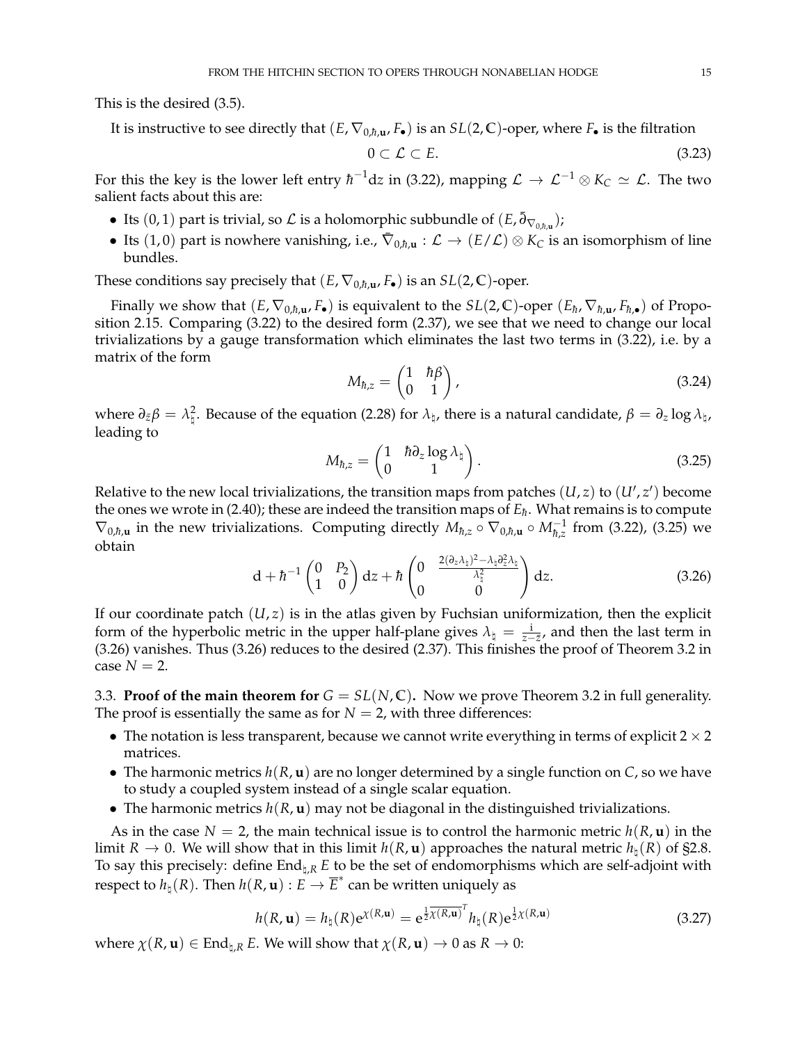This is the desired (3.5).

It is instructive to see directly that $(E, \nabla_{0,\hbar,\mathbf{u}}, F_\bullet)$ is an $SL(2,\mathbb{C})$-oper, where $F_\bullet$ is the filtration

$$0 \subset \mathcal{L} \subset E. \tag{3.23}$$

For this the key is the lower left entry $\hbar^{-1}\mathrm{d}z$ in (3.22), mapping $\mathcal{L} \to \mathcal{L}^{-1} \otimes K_C \simeq \mathcal{L}$. The two salient facts about this are:

- Its $(0,1)$ part is trivial, so $\mathcal{L}$ is a holomorphic subbundle of $(E, \bar\partial_{\nabla_{0,\hbar,\mathbf{u}}})$;
- Its $(1,0)$ part is nowhere vanishing, i.e., $\bar\nabla_{0,\hbar,\mathbf{u}} : \mathcal{L} \to (E/\mathcal{L}) \otimes K_C$ is an isomorphism of line bundles.

These conditions say precisely that $(E, \nabla_{0,\hbar,\mathbf{u}}, F_\bullet)$ is an $SL(2,\mathbb{C})$-oper.

Finally we show that $(E, \nabla_{0,\hbar,\mathbf{u}}, F_\bullet)$ is equivalent to the $SL(2,\mathbb{C})$-oper $(E_\hbar, \nabla_{\hbar,\mathbf{u}}, F_{\hbar,\bullet})$ of Proposition 2.15. Comparing (3.22) to the desired form (2.37), we see that we need to change our local trivializations by a gauge transformation which eliminates the last two terms in (3.22), i.e. by a matrix of the form

$$M_{\hbar,z} = \begin{pmatrix} 1 & \hbar\beta \\ 0 & 1 \end{pmatrix}, \tag{3.24}$$

where $\partial_{\bar z}\beta = \lambda_\natural^2$. Because of the equation (2.28) for $\lambda_\natural$, there is a natural candidate, $\beta = \partial_z \log \lambda_\natural$, leading to

$$M_{\hbar,z} = \begin{pmatrix} 1 & \hbar\partial_z \log \lambda_\natural \\ 0 & 1 \end{pmatrix}. \tag{3.25}$$

Relative to the new local trivializations, the transition maps from patches $(U, z)$ to $(U', z')$ become the ones we wrote in (2.40); these are indeed the transition maps of $E_\hbar$. What remains is to compute $\nabla_{0,\hbar,\mathbf{u}}$ in the new trivializations. Computing directly $M_{\hbar,z} \circ \nabla_{0,\hbar,\mathbf{u}} \circ M_{\hbar,z}^{-1}$ from (3.22), (3.25) we obtain

$$\mathrm{d} + \hbar^{-1}\begin{pmatrix} 0 & P_2 \\ 1 & 0 \end{pmatrix}\mathrm{d}z + \hbar\begin{pmatrix} 0 & \frac{2(\partial_z\lambda_\natural)^2 - \lambda_\natural\partial_z^2\lambda_\natural}{\lambda_\natural^2} \\ 0 & 0 \end{pmatrix}\mathrm{d}z. \tag{3.26}$$

If our coordinate patch $(U, z)$ is in the atlas given by Fuchsian uniformization, then the explicit form of the hyperbolic metric in the upper half-plane gives $\lambda_\natural = \frac{\mathrm{i}}{z - \bar z}$, and then the last term in (3.26) vanishes. Thus (3.26) reduces to the desired (2.37). This finishes the proof of Theorem 3.2 in case $N = 2$.

### 3.3. Proof of the main theorem for $G = SL(N,\mathbb{C})$.

Now we prove Theorem 3.2 in full generality. The proof is essentially the same as for $N = 2$, with three differences:

- The notation is less transparent, because we cannot write everything in terms of explicit $2 \times 2$ matrices.
- The harmonic metrics $h(R, \mathbf{u})$ are no longer determined by a single function on $C$, so we have to study a coupled system instead of a single scalar equation.
- The harmonic metrics $h(R, \mathbf{u})$ may not be diagonal in the distinguished trivializations.

As in the case $N = 2$, the main technical issue is to control the harmonic metric $h(R, \mathbf{u})$ in the limit $R \to 0$. We will show that in this limit $h(R, \mathbf{u})$ approaches the natural metric $h_\natural(R)$ of §2.8. To say this precisely: define $\mathrm{End}_{\natural,R}\, E$ to be the set of endomorphisms which are self-adjoint with respect to $h_\natural(R)$. Then $h(R, \mathbf{u}) : E \to \overline{E}^*$ can be written uniquely as

$$h(R, \mathbf{u}) = h_\natural(R)\mathrm{e}^{\chi(R,\mathbf{u})} = \mathrm{e}^{\frac{1}{2}\overline{\chi(R,\mathbf{u})}^T} h_\natural(R)\mathrm{e}^{\frac{1}{2}\chi(R,\mathbf{u})} \tag{3.27}$$

where $\chi(R, \mathbf{u}) \in \mathrm{End}_{\natural,R}\, E$. We will show that $\chi(R, \mathbf{u}) \to 0$ as $R \to 0$: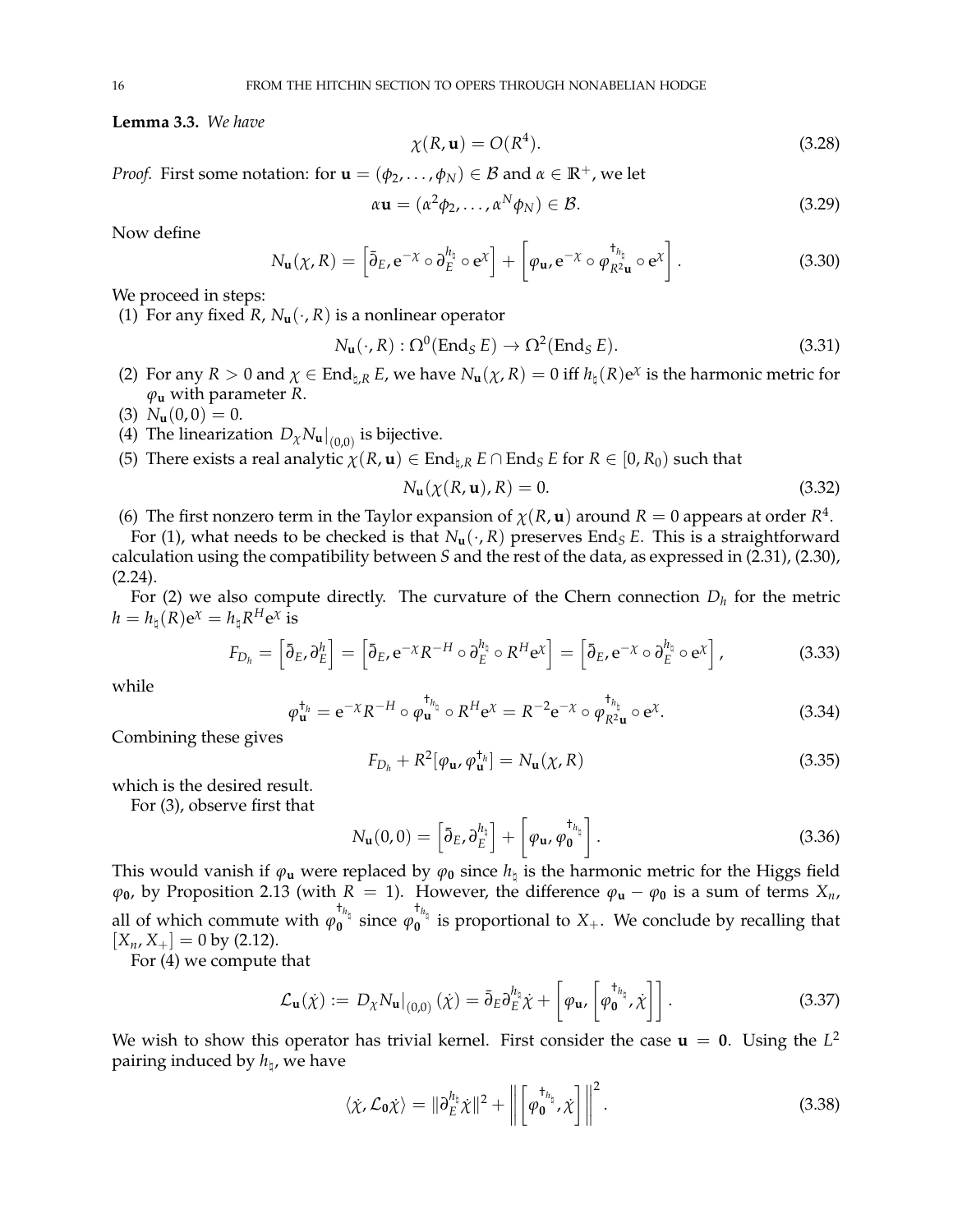**Lemma 3.3.** *We have*

$$\chi(R, \mathbf{u}) = O(R^4). \tag{3.28}$$

*Proof.* First some notation: for $\mathbf{u} = (\phi_2, \ldots, \phi_N) \in \mathcal{B}$ and $\alpha \in \mathbb{R}^+$, we let

$$\alpha\mathbf{u} = (\alpha^2\phi_2, \ldots, \alpha^N\phi_N) \in \mathcal{B}. \tag{3.29}$$

Now define

$$N_{\mathbf{u}}(\chi, R) = \left[\bar{\partial}_E, \mathrm{e}^{-\chi} \circ \partial_E^{h_\natural} \circ \mathrm{e}^{\chi}\right] + \left[\varphi_{\mathbf{u}}, \mathrm{e}^{-\chi} \circ \varphi_{R^2\mathbf{u}}^{\dagger_{h_\natural}} \circ \mathrm{e}^{\chi}\right]. \tag{3.30}$$

We proceed in steps:

(1) For any fixed $R$, $N_{\mathbf{u}}(\cdot, R)$ is a nonlinear operator

$$N_{\mathbf{u}}(\cdot, R) : \Omega^0(\mathrm{End}_S\, E) \to \Omega^2(\mathrm{End}_S\, E). \tag{3.31}$$

(2) For any $R > 0$ and $\chi \in \mathrm{End}_{\natural,R}\, E$, we have $N_{\mathbf{u}}(\chi, R) = 0$ iff $h_\natural(R)\mathrm{e}^{\chi}$ is the harmonic metric for $\varphi_{\mathbf{u}}$ with parameter $R$.

(3) $N_{\mathbf{u}}(0, 0) = 0$.

(4) The linearization $D_\chi N_{\mathbf{u}}|_{(0,0)}$ is bijective.

(5) There exists a real analytic $\chi(R, \mathbf{u}) \in \mathrm{End}_{\natural,R}\, E \cap \mathrm{End}_S\, E$ for $R \in [0, R_0)$ such that

$$N_{\mathbf{u}}(\chi(R, \mathbf{u}), R) = 0. \tag{3.32}$$

(6) The first nonzero term in the Taylor expansion of $\chi(R, \mathbf{u})$ around $R = 0$ appears at order $R^4$.

For (1), what needs to be checked is that $N_{\mathbf{u}}(\cdot, R)$ preserves $\mathrm{End}_S\, E$. This is a straightforward calculation using the compatibility between $S$ and the rest of the data, as expressed in (2.31), (2.30), (2.24).

For (2) we also compute directly. The curvature of the Chern connection $D_h$ for the metric $h = h_\natural(R)\mathrm{e}^{\chi} = h_\natural R^H \mathrm{e}^{\chi}$ is

$$F_{D_h} = \left[\bar{\partial}_E, \partial_E^h\right] = \left[\bar{\partial}_E, \mathrm{e}^{-\chi} R^{-H} \circ \partial_E^{h_\natural} \circ R^H \mathrm{e}^{\chi}\right] = \left[\bar{\partial}_E, \mathrm{e}^{-\chi} \circ \partial_E^{h_\natural} \circ \mathrm{e}^{\chi}\right], \tag{3.33}$$

while

$$\varphi_{\mathbf{u}}^{\dagger_h} = \mathrm{e}^{-\chi} R^{-H} \circ \varphi_{\mathbf{u}}^{\dagger_{h_\natural}} \circ R^H \mathrm{e}^{\chi} = R^{-2} \mathrm{e}^{-\chi} \circ \varphi_{R^2\mathbf{u}}^{\dagger_{h_\natural}} \circ \mathrm{e}^{\chi}. \tag{3.34}$$

Combining these gives

$$F_{D_h} + R^2[\varphi_{\mathbf{u}}, \varphi_{\mathbf{u}}^{\dagger_h}] = N_{\mathbf{u}}(\chi, R) \tag{3.35}$$

which is the desired result.

For (3), observe first that

$$N_{\mathbf{u}}(0, 0) = \left[\bar{\partial}_E, \partial_E^{h_\natural}\right] + \left[\varphi_{\mathbf{u}}, \varphi_{\mathbf{0}}^{\dagger_{h_\natural}}\right]. \tag{3.36}$$

This would vanish if $\varphi_{\mathbf{u}}$ were replaced by $\varphi_{\mathbf{0}}$ since $h_\natural$ is the harmonic metric for the Higgs field $\varphi_{\mathbf{0}}$, by Proposition 2.13 (with $R = 1$). However, the difference $\varphi_{\mathbf{u}} - \varphi_{\mathbf{0}}$ is a sum of terms $X_n$, all of which commute with $\varphi_{\mathbf{0}}^{\dagger_{h_\natural}}$ since $\varphi_{\mathbf{0}}^{\dagger_{h_\natural}}$ is proportional to $X_+$. We conclude by recalling that $[X_n, X_+] = 0$ by (2.12).

For (4) we compute that

$$\mathcal{L}_{\mathbf{u}}(\dot{\chi}) := D_\chi N_{\mathbf{u}}|_{(0,0)}(\dot{\chi}) = \bar{\partial}_E \partial_E^{h_\natural} \dot{\chi} + \left[\varphi_{\mathbf{u}}, \left[\varphi_{\mathbf{0}}^{\dagger_{h_\natural}}, \dot{\chi}\right]\right]. \tag{3.37}$$

We wish to show this operator has trivial kernel. First consider the case $\mathbf{u} = \mathbf{0}$. Using the $L^2$ pairing induced by $h_\natural$, we have

$$\langle \dot{\chi}, \mathcal{L}_{\mathbf{0}}\dot{\chi} \rangle = \|\partial_E^{h_\natural} \dot{\chi}\|^2 + \left\| \left[\varphi_{\mathbf{0}}^{\dagger_{h_\natural}}, \dot{\chi}\right] \right\|^2. \tag{3.38}$$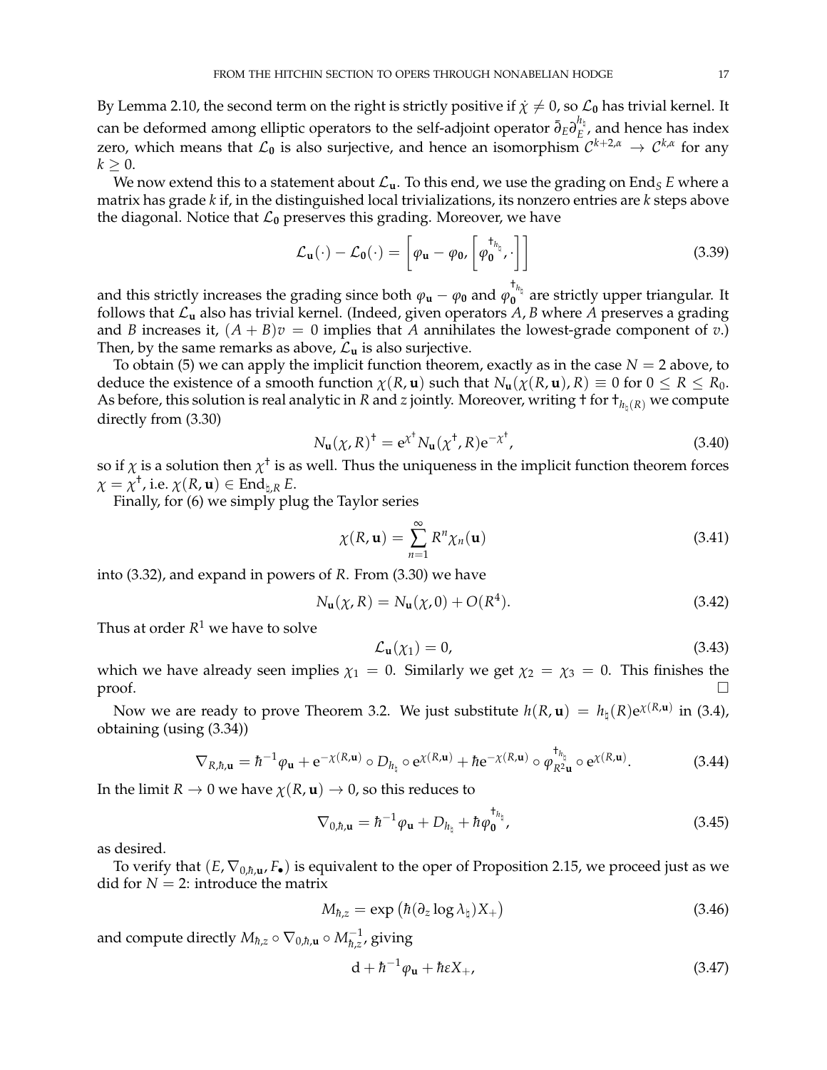By Lemma 2.10, the second term on the right is strictly positive if $\dot{\chi} \neq 0$, so $\mathcal{L}_{\mathbf{0}}$ has trivial kernel. It can be deformed among elliptic operators to the self-adjoint operator $\bar{\partial}_E \partial_E^{h_\natural}$, and hence has index zero, which means that $\mathcal{L}_{\mathbf{0}}$ is also surjective, and hence an isomorphism $\mathcal{C}^{k+2,\alpha} \to \mathcal{C}^{k,\alpha}$ for any $k \geq 0$.

We now extend this to a statement about $\mathcal{L}_{\mathbf{u}}$. To this end, we use the grading on $\mathrm{End}_S E$ where a matrix has grade $k$ if, in the distinguished local trivializations, its nonzero entries are $k$ steps above the diagonal. Notice that $\mathcal{L}_{\mathbf{0}}$ preserves this grading. Moreover, we have

$$\mathcal{L}_{\mathbf{u}}(\cdot) - \mathcal{L}_{\mathbf{0}}(\cdot) = \left[\varphi_{\mathbf{u}} - \varphi_{\mathbf{0}}, \left[\varphi_{\mathbf{0}}^{\dagger_{h_\natural}}, \cdot\right]\right] \tag{3.39}$$

and this strictly increases the grading since both $\varphi_{\mathbf{u}} - \varphi_{\mathbf{0}}$ and $\varphi_{\mathbf{0}}^{\dagger_{h_\natural}}$ are strictly upper triangular. It follows that $\mathcal{L}_{\mathbf{u}}$ also has trivial kernel. (Indeed, given operators $A, B$ where $A$ preserves a grading and $B$ increases it, $(A+B)v = 0$ implies that $A$ annihilates the lowest-grade component of $v$.) Then, by the same remarks as above, $\mathcal{L}_{\mathbf{u}}$ is also surjective.

To obtain (5) we can apply the implicit function theorem, exactly as in the case $N = 2$ above, to deduce the existence of a smooth function $\chi(R, \mathbf{u})$ such that $N_{\mathbf{u}}(\chi(R, \mathbf{u}), R) \equiv 0$ for $0 \leq R \leq R_0$. As before, this solution is real analytic in $R$ and $z$ jointly. Moreover, writing $\dagger$ for $\dagger_{h_\natural(R)}$ we compute directly from (3.30)

$$N_{\mathbf{u}}(\chi, R)^\dagger = \mathrm{e}^{\chi^\dagger} N_{\mathbf{u}}(\chi^\dagger, R) \mathrm{e}^{-\chi^\dagger}, \tag{3.40}$$

so if $\chi$ is a solution then $\chi^\dagger$ is as well. Thus the uniqueness in the implicit function theorem forces $\chi = \chi^\dagger$, i.e. $\chi(R, \mathbf{u}) \in \mathrm{End}_{\natural, R} E$.

Finally, for (6) we simply plug the Taylor series

$$\chi(R, \mathbf{u}) = \sum_{n=1}^{\infty} R^n \chi_n(\mathbf{u}) \tag{3.41}$$

into (3.32), and expand in powers of $R$. From (3.30) we have

$$N_{\mathbf{u}}(\chi, R) = N_{\mathbf{u}}(\chi, 0) + O(R^4). \tag{3.42}$$

Thus at order $R^1$ we have to solve

$$\mathcal{L}_{\mathbf{u}}(\chi_1) = 0, \tag{3.43}$$

which we have already seen implies $\chi_1 = 0$. Similarly we get $\chi_2 = \chi_3 = 0$. This finishes the proof. $\square$

Now we are ready to prove Theorem 3.2. We just substitute $h(R, \mathbf{u}) = h_\natural(R) \mathrm{e}^{\chi(R, \mathbf{u})}$ in (3.4), obtaining (using (3.34))

$$\nabla_{R, \hbar, \mathbf{u}} = \hbar^{-1} \varphi_{\mathbf{u}} + \mathrm{e}^{-\chi(R, \mathbf{u})} \circ D_{h_\natural} \circ \mathrm{e}^{\chi(R, \mathbf{u})} + \hbar \mathrm{e}^{-\chi(R, \mathbf{u})} \circ \varphi_{R^2 \mathbf{u}}^{\dagger_{h_\natural}} \circ \mathrm{e}^{\chi(R, \mathbf{u})}. \tag{3.44}$$

In the limit $R \to 0$ we have $\chi(R, \mathbf{u}) \to 0$, so this reduces to

$$\nabla_{0, \hbar, \mathbf{u}} = \hbar^{-1} \varphi_{\mathbf{u}} + D_{h_\natural} + \hbar \varphi_{\mathbf{0}}^{\dagger_{h_\natural}}, \tag{3.45}$$

as desired.

To verify that $(E, \nabla_{0, \hbar, \mathbf{u}}, F_\bullet)$ is equivalent to the oper of Proposition 2.15, we proceed just as we did for $N = 2$: introduce the matrix

$$M_{\hbar, z} = \exp\left(\hbar (\partial_z \log \lambda_\natural) X_+\right) \tag{3.46}$$

and compute directly $M_{\hbar, z} \circ \nabla_{0, \hbar, \mathbf{u}} \circ M_{\hbar, z}^{-1}$, giving

$$\mathrm{d} + \hbar^{-1} \varphi_{\mathbf{u}} + \hbar \varepsilon X_+, \tag{3.47}$$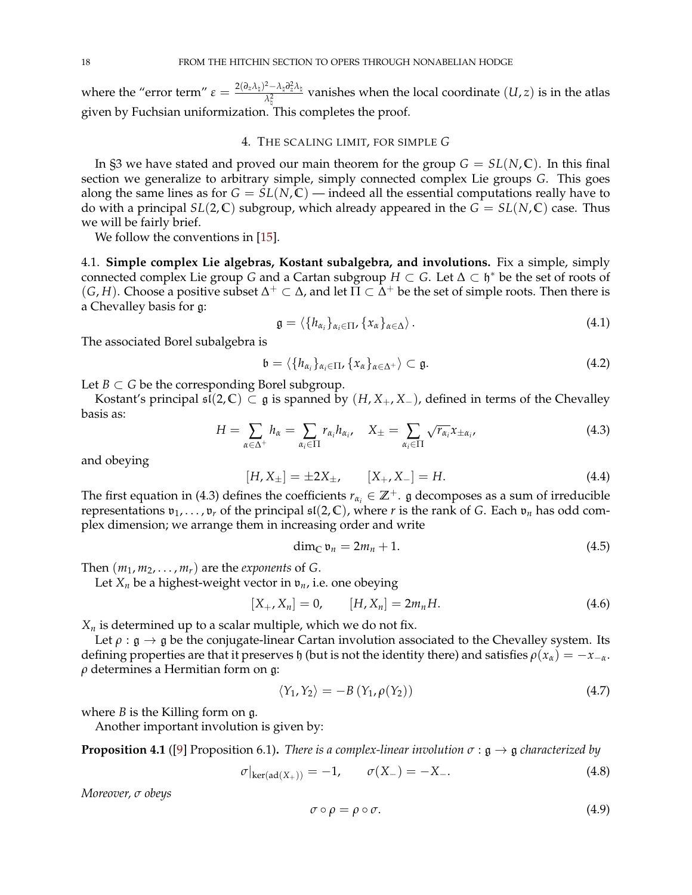where the "error term" $\varepsilon = \frac{2(\partial_z \lambda_\natural)^2 - \lambda_\natural \partial_z^2 \lambda_\natural}{\lambda_\natural^2}$ vanishes when the local coordinate $(U, z)$ is in the atlas given by Fuchsian uniformization. This completes the proof.

## 4. The scaling limit, for simple $G$

In §3 we have stated and proved our main theorem for the group $G = SL(N, \mathbb{C})$. In this final section we generalize to arbitrary simple, simply connected complex Lie groups $G$. This goes along the same lines as for $G = SL(N, \mathbb{C})$ — indeed all the essential computations really have to do with a principal $SL(2, \mathbb{C})$ subgroup, which already appeared in the $G = SL(N, \mathbb{C})$ case. Thus we will be fairly brief.

We follow the conventions in [15].

### 4.1. Simple complex Lie algebras, Kostant subalgebra, and involutions.

Fix a simple, simply connected complex Lie group $G$ and a Cartan subgroup $H \subset G$. Let $\Delta \subset \mathfrak{h}^*$ be the set of roots of $(G, H)$. Choose a positive subset $\Delta^+ \subset \Delta$, and let $\Pi \subset \Delta^+$ be the set of simple roots. Then there is a Chevalley basis for $\mathfrak{g}$:

$$\mathfrak{g} = \left\langle \{h_{\alpha_i}\}_{\alpha_i \in \Pi}, \{x_\alpha\}_{\alpha \in \Delta} \right\rangle. \tag{4.1}$$

The associated Borel subalgebra is

$$\mathfrak{b} = \left\langle \{h_{\alpha_i}\}_{\alpha_i \in \Pi}, \{x_\alpha\}_{\alpha \in \Delta^+} \right\rangle \subset \mathfrak{g}. \tag{4.2}$$

Let $B \subset G$ be the corresponding Borel subgroup.

Kostant's principal $\mathfrak{sl}(2, \mathbb{C}) \subset \mathfrak{g}$ is spanned by $(H, X_+, X_-)$, defined in terms of the Chevalley basis as:

$$H = \sum_{\alpha \in \Delta^+} h_\alpha = \sum_{\alpha_i \in \Pi} r_{\alpha_i} h_{\alpha_i}, \quad X_\pm = \sum_{\alpha_i \in \Pi} \sqrt{r_{\alpha_i}} x_{\pm \alpha_i}, \tag{4.3}$$

and obeying

$$[H, X_\pm] = \pm 2 X_\pm, \qquad [X_+, X_-] = H. \tag{4.4}$$

The first equation in (4.3) defines the coefficients $r_{\alpha_i} \in \mathbb{Z}^+$. $\mathfrak{g}$ decomposes as a sum of irreducible representations $\mathfrak{v}_1, \ldots, \mathfrak{v}_r$ of the principal $\mathfrak{sl}(2, \mathbb{C})$, where $r$ is the rank of $G$. Each $\mathfrak{v}_n$ has odd complex dimension; we arrange them in increasing order and write

$$\dim_{\mathbb{C}} \mathfrak{v}_n = 2m_n + 1. \tag{4.5}$$

Then $(m_1, m_2, \ldots, m_r)$ are the *exponents* of $G$.

Let $X_n$ be a highest-weight vector in $\mathfrak{v}_n$, i.e. one obeying

$$[X_+, X_n] = 0, \qquad [H, X_n] = 2m_n H. \tag{4.6}$$

$X_n$ is determined up to a scalar multiple, which we do not fix.

Let $\rho : \mathfrak{g} \to \mathfrak{g}$ be the conjugate-linear Cartan involution associated to the Chevalley system. Its defining properties are that it preserves $\mathfrak{h}$ (but is not the identity there) and satisfies $\rho(x_\alpha) = -x_{-\alpha}$. $\rho$ determines a Hermitian form on $\mathfrak{g}$:

$$\langle Y_1, Y_2 \rangle = -B\left(Y_1, \rho(Y_2)\right) \tag{4.7}$$

where $B$ is the Killing form on $\mathfrak{g}$.

Another important involution is given by:

**Proposition 4.1** ([9] Proposition 6.1)**.** *There is a complex-linear involution $\sigma : \mathfrak{g} \to \mathfrak{g}$ characterized by*

$$\sigma|_{\ker(\mathrm{ad}(X_+))} = -1, \qquad \sigma(X_-) = -X_-. \tag{4.8}$$

*Moreover, $\sigma$ obeys*

$$\sigma \circ \rho = \rho \circ \sigma. \tag{4.9}$$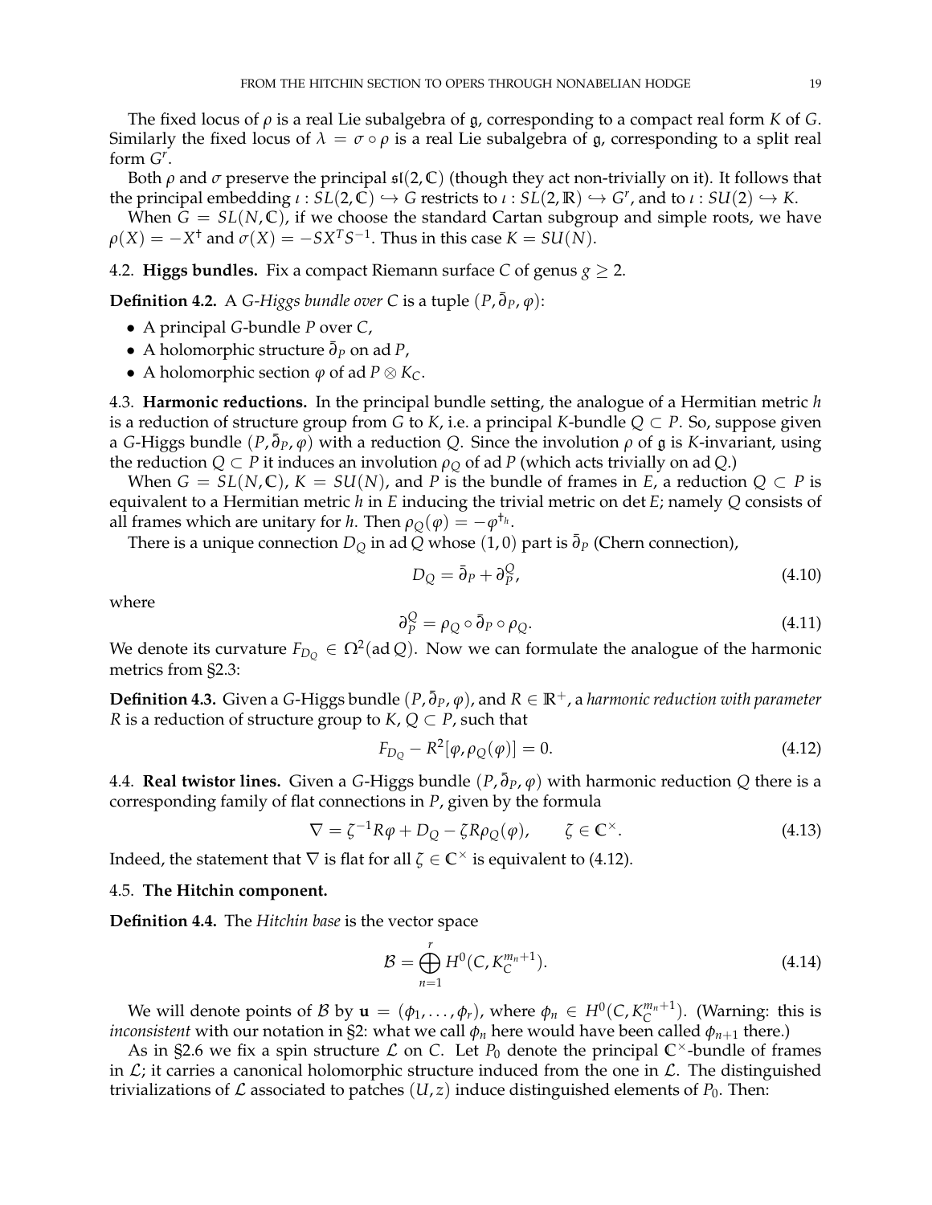The fixed locus of $\rho$ is a real Lie subalgebra of $\mathfrak{g}$, corresponding to a compact real form $K$ of $G$. Similarly the fixed locus of $\lambda = \sigma \circ \rho$ is a real Lie subalgebra of $\mathfrak{g}$, corresponding to a split real form $G^r$.

Both $\rho$ and $\sigma$ preserve the principal $\mathfrak{sl}(2, \mathbb{C})$ (though they act non-trivially on it). It follows that the principal embedding $\iota : SL(2, \mathbb{C}) \hookrightarrow G$ restricts to $\iota : SL(2, \mathbb{R}) \hookrightarrow G^r$, and to $\iota : SU(2) \hookrightarrow K$.

When $G = SL(N, \mathbb{C})$, if we choose the standard Cartan subgroup and simple roots, we have $\rho(X) = -X^\dagger$ and $\sigma(X) = -SX^T S^{-1}$. Thus in this case $K = SU(N)$.

## 4.2. Higgs bundles.

Fix a compact Riemann surface $C$ of genus $g \geq 2$.

**Definition 4.2.** A *G-Higgs bundle over C* is a tuple $(P, \bar{\partial}_P, \varphi)$:

- A principal $G$-bundle $P$ over $C$,
- A holomorphic structure $\bar{\partial}_P$ on $\operatorname{ad} P$,
- A holomorphic section $\varphi$ of $\operatorname{ad} P \otimes K_C$.

## 4.3. Harmonic reductions.

In the principal bundle setting, the analogue of a Hermitian metric $h$ is a reduction of structure group from $G$ to $K$, i.e. a principal $K$-bundle $Q \subset P$. So, suppose given a $G$-Higgs bundle $(P, \bar{\partial}_P, \varphi)$ with a reduction $Q$. Since the involution $\rho$ of $\mathfrak{g}$ is $K$-invariant, using the reduction $Q \subset P$ it induces an involution $\rho_Q$ of $\operatorname{ad} P$ (which acts trivially on $\operatorname{ad} Q$.)

When $G = SL(N, \mathbb{C})$, $K = SU(N)$, and $P$ is the bundle of frames in $E$, a reduction $Q \subset P$ is equivalent to a Hermitian metric $h$ in $E$ inducing the trivial metric on $\det E$; namely $Q$ consists of all frames which are unitary for $h$. Then $\rho_Q(\varphi) = -\varphi^{\dagger_h}$.

There is a unique connection $D_Q$ in $\operatorname{ad} Q$ whose $(1,0)$ part is $\bar{\partial}_P$ (Chern connection),

$$D_Q = \bar{\partial}_P + \partial_P^Q, \tag{4.10}$$

where

$$\partial_P^Q = \rho_Q \circ \bar{\partial}_P \circ \rho_Q. \tag{4.11}$$

We denote its curvature $F_{D_Q} \in \Omega^2(\operatorname{ad} Q)$. Now we can formulate the analogue of the harmonic metrics from §2.3:

**Definition 4.3.** Given a $G$-Higgs bundle $(P, \bar{\partial}_P, \varphi)$, and $R \in \mathbb{R}^+$, a *harmonic reduction with parameter R* is a reduction of structure group to $K$, $Q \subset P$, such that

$$F_{D_Q} - R^2 [\varphi, \rho_Q(\varphi)] = 0. \tag{4.12}$$

## 4.4. Real twistor lines.

Given a $G$-Higgs bundle $(P, \bar{\partial}_P, \varphi)$ with harmonic reduction $Q$ there is a corresponding family of flat connections in $P$, given by the formula

$$\nabla = \zeta^{-1} R \varphi + D_Q - \zeta R \rho_Q(\varphi), \qquad \zeta \in \mathbb{C}^\times. \tag{4.13}$$

Indeed, the statement that $\nabla$ is flat for all $\zeta \in \mathbb{C}^\times$ is equivalent to (4.12).

## 4.5. The Hitchin component.

**Definition 4.4.** The *Hitchin base* is the vector space

$$\mathcal{B} = \bigoplus_{n=1}^{r} H^0(C, K_C^{m_n+1}). \tag{4.14}$$

We will denote points of $\mathcal{B}$ by $\mathbf{u} = (\phi_1, \ldots, \phi_r)$, where $\phi_n \in H^0(C, K_C^{m_n+1})$. (Warning: this is *inconsistent* with our notation in §2: what we call $\phi_n$ here would have been called $\phi_{n+1}$ there.)

As in §2.6 we fix a spin structure $\mathcal{L}$ on $C$. Let $P_0$ denote the principal $\mathbb{C}^\times$-bundle of frames in $\mathcal{L}$; it carries a canonical holomorphic structure induced from the one in $\mathcal{L}$. The distinguished trivializations of $\mathcal{L}$ associated to patches $(U, z)$ induce distinguished elements of $P_0$. Then: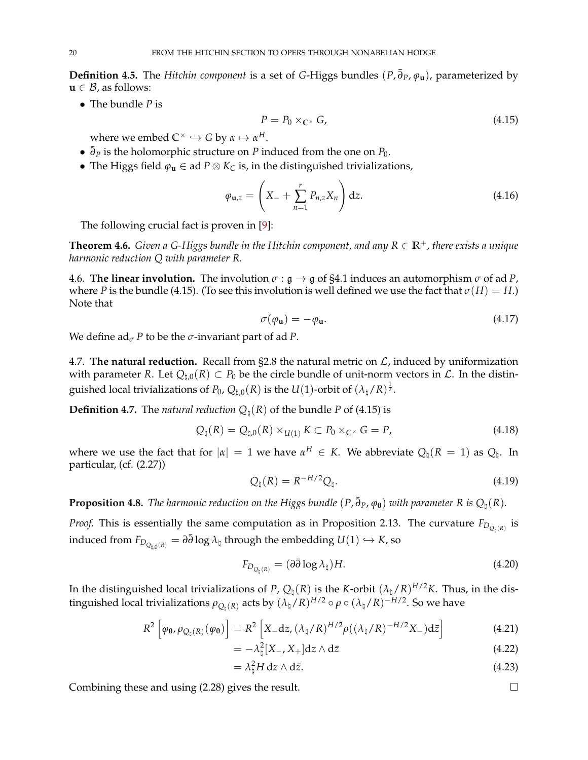**Definition 4.5.** The *Hitchin component* is a set of $G$-Higgs bundles $(P, \bar\partial_P, \varphi_{\mathbf{u}})$, parameterized by $\mathbf{u} \in \mathcal{B}$, as follows:

- The bundle $P$ is
$$P = P_0 \times_{\mathbb{C}^\times} G, \tag{4.15}$$
where we embed $\mathbb{C}^\times \hookrightarrow G$ by $\alpha \mapsto \alpha^H$.
- $\bar\partial_P$ is the holomorphic structure on $P$ induced from the one on $P_0$.
- The Higgs field $\varphi_{\mathbf{u}} \in \operatorname{ad} P \otimes K_C$ is, in the distinguished trivializations,
$$\varphi_{\mathbf{u},z} = \left( X_- + \sum_{n=1}^{r} P_{n,z} X_n \right) \mathrm{d}z. \tag{4.16}$$

The following crucial fact is proven in [9]:

**Theorem 4.6.** *Given a $G$-Higgs bundle in the Hitchin component, and any $R \in \mathbb{R}^+$, there exists a unique harmonic reduction $Q$ with parameter $R$.*

4.6. **The linear involution.** The involution $\sigma : \mathfrak{g} \to \mathfrak{g}$ of §4.1 induces an automorphism $\sigma$ of $\operatorname{ad} P$, where $P$ is the bundle (4.15). (To see this involution is well defined we use the fact that $\sigma(H) = H$.) Note that
$$\sigma(\varphi_{\mathbf{u}}) = -\varphi_{\mathbf{u}}. \tag{4.17}$$
We define $\operatorname{ad}_\sigma P$ to be the $\sigma$-invariant part of $\operatorname{ad} P$.

4.7. **The natural reduction.** Recall from §2.8 the natural metric on $\mathcal{L}$, induced by uniformization with parameter $R$. Let $Q_{\natural,0}(R) \subset P_0$ be the circle bundle of unit-norm vectors in $\mathcal{L}$. In the distinguished local trivializations of $P_0$, $Q_{\natural,0}(R)$ is the $U(1)$-orbit of $(\lambda_\natural / R)^{\frac{1}{2}}$.

**Definition 4.7.** The *natural reduction* $Q_\natural(R)$ of the bundle $P$ of (4.15) is
$$Q_\natural(R) = Q_{\natural,0}(R) \times_{U(1)} K \subset P_0 \times_{\mathbb{C}^\times} G = P, \tag{4.18}$$
where we use the fact that for $|\alpha| = 1$ we have $\alpha^H \in K$. We abbreviate $Q_\natural(R = 1)$ as $Q_\natural$. In particular, (cf. (2.27))
$$Q_\natural(R) = R^{-H/2} Q_\natural. \tag{4.19}$$

**Proposition 4.8.** *The harmonic reduction on the Higgs bundle $(P, \bar\partial_P, \varphi_{\mathbf{0}})$ with parameter $R$ is $Q_\natural(R)$.*

*Proof.* This is essentially the same computation as in Proposition 2.13. The curvature $F_{D_{Q_\natural(R)}}$ is induced from $F_{D_{Q_{\natural,0}(R)}} = \partial\bar\partial \log \lambda_\natural$ through the embedding $U(1) \hookrightarrow K$, so
$$F_{D_{Q_\natural(R)}} = (\partial\bar\partial \log \lambda_\natural) H. \tag{4.20}$$
In the distinguished local trivializations of $P$, $Q_\natural(R)$ is the $K$-orbit $(\lambda_\natural/R)^{H/2} K$. Thus, in the distinguished local trivializations $\rho_{Q_\natural(R)}$ acts by $(\lambda_\natural/R)^{H/2} \circ \rho \circ (\lambda_\natural/R)^{-H/2}$. So we have
$$\begin{aligned}
R^2 \left[ \varphi_{\mathbf{0}}, \rho_{Q_\natural(R)}(\varphi_{\mathbf{0}}) \right] &= R^2 \left[ X_- \mathrm{d}z, (\lambda_\natural/R)^{H/2} \rho((\lambda_\natural/R)^{-H/2} X_-) \mathrm{d}\bar z \right] && (4.21)\\
&= -\lambda_\natural^2 [X_-, X_+] \mathrm{d}z \wedge \mathrm{d}\bar z && (4.22)\\
&= \lambda_\natural^2 H \, \mathrm{d}z \wedge \mathrm{d}\bar z. && (4.23)
\end{aligned}$$
Combining these and using (2.28) gives the result. $\square$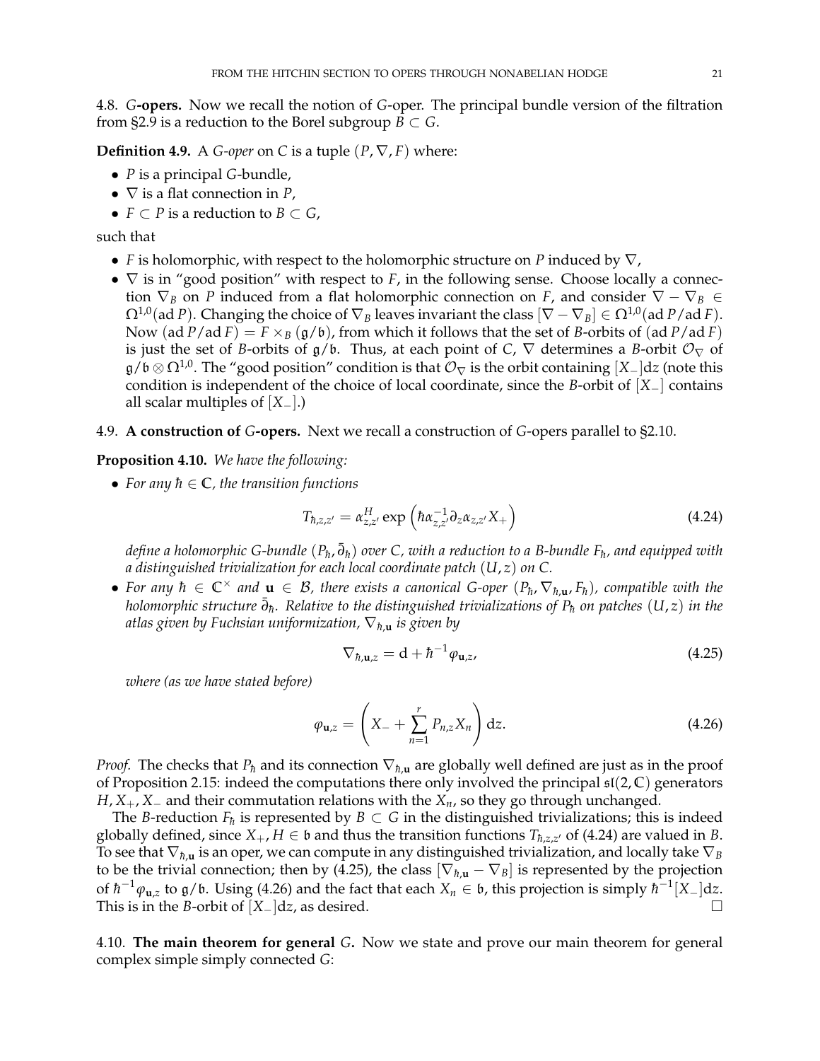4.8. **$G$-opers.** Now we recall the notion of $G$-oper. The principal bundle version of the filtration from §2.9 is a reduction to the Borel subgroup $B \subset G$.

**Definition 4.9.** A *$G$-oper* on $C$ is a tuple $(P, \nabla, F)$ where:

- $P$ is a principal $G$-bundle,
- $\nabla$ is a flat connection in $P$,
- $F \subset P$ is a reduction to $B \subset G$,

such that

- $F$ is holomorphic, with respect to the holomorphic structure on $P$ induced by $\nabla$,
- $\nabla$ is in "good position" with respect to $F$, in the following sense. Choose locally a connection $\nabla_B$ on $P$ induced from a flat holomorphic connection on $F$, and consider $\nabla - \nabla_B \in \Omega^{1,0}(\operatorname{ad} P)$. Changing the choice of $\nabla_B$ leaves invariant the class $[\nabla - \nabla_B] \in \Omega^{1,0}(\operatorname{ad} P / \operatorname{ad} F)$. Now $(\operatorname{ad} P / \operatorname{ad} F) = F \times_B (\mathfrak{g}/\mathfrak{b})$, from which it follows that the set of $B$-orbits of $(\operatorname{ad} P / \operatorname{ad} F)$ is just the set of $B$-orbits of $\mathfrak{g}/\mathfrak{b}$. Thus, at each point of $C$, $\nabla$ determines a $B$-orbit $\mathcal{O}_\nabla$ of $\mathfrak{g}/\mathfrak{b} \otimes \Omega^{1,0}$. The "good position" condition is that $\mathcal{O}_\nabla$ is the orbit containing $[X_-]\mathrm{d}z$ (note this condition is independent of the choice of local coordinate, since the $B$-orbit of $[X_-]$ contains all scalar multiples of $[X_-]$.)

4.9. **A construction of $G$-opers.** Next we recall a construction of $G$-opers parallel to §2.10.

**Proposition 4.10.** *We have the following:*

- *For any $\hbar \in \mathbb{C}$, the transition functions*

$$T_{\hbar,z,z'} = \alpha_{z,z'}^{H} \exp\left(\hbar \alpha_{z,z'}^{-1} \partial_z \alpha_{z,z'} X_+\right) \tag{4.24}$$

*define a holomorphic $G$-bundle $(P_\hbar, \bar{\partial}_\hbar)$ over $C$, with a reduction to a $B$-bundle $F_\hbar$, and equipped with a distinguished trivialization for each local coordinate patch $(U, z)$ on $C$.*

- *For any $\hbar \in \mathbb{C}^\times$ and $\mathbf{u} \in \mathcal{B}$, there exists a canonical $G$-oper $(P_\hbar, \nabla_{\hbar,\mathbf{u}}, F_\hbar)$, compatible with the holomorphic structure $\bar{\partial}_\hbar$. Relative to the distinguished trivializations of $P_\hbar$ on patches $(U, z)$ in the atlas given by Fuchsian uniformization, $\nabla_{\hbar,\mathbf{u}}$ is given by*

$$\nabla_{\hbar,\mathbf{u},z} = \mathrm{d} + \hbar^{-1} \varphi_{\mathbf{u},z}, \tag{4.25}$$

*where (as we have stated before)*

$$\varphi_{\mathbf{u},z} = \left(X_- + \sum_{n=1}^{r} P_{n,z} X_n\right) \mathrm{d}z. \tag{4.26}$$

*Proof.* The checks that $P_\hbar$ and its connection $\nabla_{\hbar,\mathbf{u}}$ are globally well defined are just as in the proof of Proposition 2.15: indeed the computations there only involved the principal $\mathfrak{sl}(2, \mathbb{C})$ generators $H, X_+, X_-$ and their commutation relations with the $X_n$, so they go through unchanged.

The $B$-reduction $F_\hbar$ is represented by $B \subset G$ in the distinguished trivializations; this is indeed globally defined, since $X_+, H \in \mathfrak{b}$ and thus the transition functions $T_{\hbar,z,z'}$ of (4.24) are valued in $B$. To see that $\nabla_{\hbar,\mathbf{u}}$ is an oper, we can compute in any distinguished trivialization, and locally take $\nabla_B$ to be the trivial connection; then by (4.25), the class $[\nabla_{\hbar,\mathbf{u}} - \nabla_B]$ is represented by the projection of $\hbar^{-1}\varphi_{\mathbf{u},z}$ to $\mathfrak{g}/\mathfrak{b}$. Using (4.26) and the fact that each $X_n \in \mathfrak{b}$, this projection is simply $\hbar^{-1}[X_-]\mathrm{d}z$. This is in the $B$-orbit of $[X_-]\mathrm{d}z$, as desired. $\square$

4.10. **The main theorem for general $G$.** Now we state and prove our main theorem for general complex simple simply connected $G$: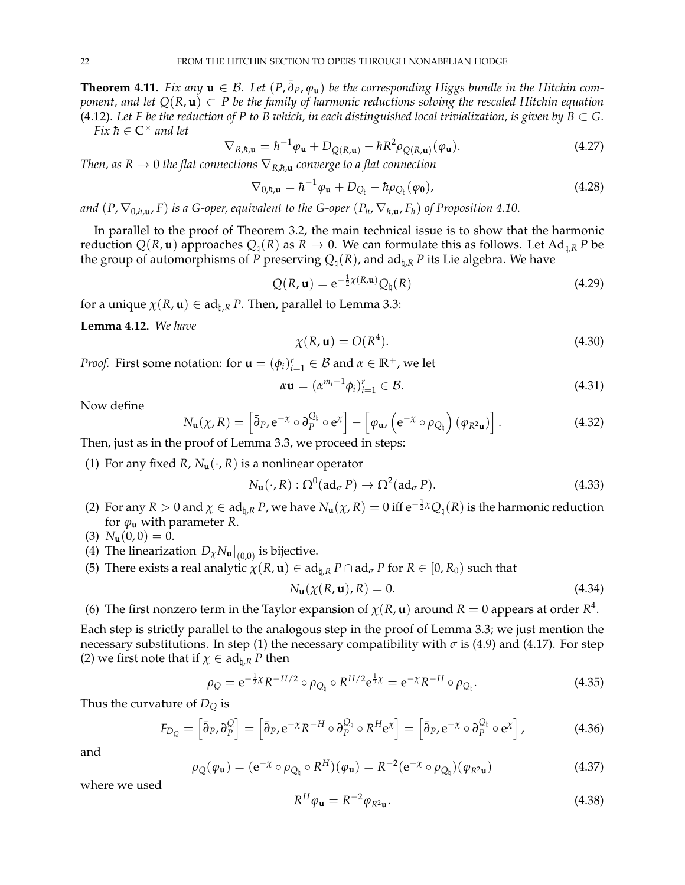**Theorem 4.11.** *Fix any $\mathbf{u} \in \mathcal{B}$. Let $(P, \bar\partial_P, \varphi_{\mathbf{u}})$ be the corresponding Higgs bundle in the Hitchin component, and let $Q(R, \mathbf{u}) \subset P$ be the family of harmonic reductions solving the rescaled Hitchin equation (4.12). Let $F$ be the reduction of $P$ to $B$ which, in each distinguished local trivialization, is given by $B \subset G$.*
*Fix $\hbar \in \mathbb{C}^\times$ and let*

$$\nabla_{R,\hbar,\mathbf{u}} = \hbar^{-1}\varphi_{\mathbf{u}} + D_{Q(R,\mathbf{u})} - \hbar R^2 \rho_{Q(R,\mathbf{u})}(\varphi_{\mathbf{u}}). \tag{4.27}$$

*Then, as $R \to 0$ the flat connections $\nabla_{R,\hbar,\mathbf{u}}$ converge to a flat connection*

$$\nabla_{0,\hbar,\mathbf{u}} = \hbar^{-1}\varphi_{\mathbf{u}} + D_{Q_\natural} - \hbar \rho_{Q_\natural}(\varphi_{\mathbf{0}}), \tag{4.28}$$

*and $(P, \nabla_{0,\hbar,\mathbf{u}}, F)$ is a $G$-oper, equivalent to the $G$-oper $(P_\hbar, \nabla_{\hbar,\mathbf{u}}, F_\hbar)$ of Proposition 4.10.*

In parallel to the proof of Theorem 3.2, the main technical issue is to show that the harmonic reduction $Q(R, \mathbf{u})$ approaches $Q_\natural(R)$ as $R \to 0$. We can formulate this as follows. Let $\mathrm{Ad}_{\natural,R} P$ be the group of automorphisms of $P$ preserving $Q_\natural(R)$, and $\mathrm{ad}_{\natural,R} P$ its Lie algebra. We have

$$Q(R, \mathbf{u}) = \mathrm{e}^{-\frac{1}{2}\chi(R,\mathbf{u})} Q_\natural(R) \tag{4.29}$$

for a unique $\chi(R, \mathbf{u}) \in \mathrm{ad}_{\natural,R} P$. Then, parallel to Lemma 3.3:

**Lemma 4.12.** *We have*

$$\chi(R, \mathbf{u}) = O(R^4). \tag{4.30}$$

*Proof.* First some notation: for $\mathbf{u} = (\phi_i)_{i=1}^r \in \mathcal{B}$ and $\alpha \in \mathbb{R}^+$, we let

$$\alpha\mathbf{u} = (\alpha^{m_i+1}\phi_i)_{i=1}^r \in \mathcal{B}. \tag{4.31}$$

Now define

$$N_{\mathbf{u}}(\chi, R) = \left[\bar\partial_P, \mathrm{e}^{-\chi} \circ \partial_P^{Q_\natural} \circ \mathrm{e}^{\chi}\right] - \left[\varphi_{\mathbf{u}}, \left(\mathrm{e}^{-\chi} \circ \rho_{Q_\natural}\right)(\varphi_{R^2\mathbf{u}})\right]. \tag{4.32}$$

Then, just as in the proof of Lemma 3.3, we proceed in steps:

(1) For any fixed $R$, $N_{\mathbf{u}}(\cdot, R)$ is a nonlinear operator

$$N_{\mathbf{u}}(\cdot, R) : \Omega^0(\mathrm{ad}_\sigma P) \to \Omega^2(\mathrm{ad}_\sigma P). \tag{4.33}$$

(2) For any $R > 0$ and $\chi \in \mathrm{ad}_{\natural,R} P$, we have $N_{\mathbf{u}}(\chi, R) = 0$ iff $\mathrm{e}^{-\frac{1}{2}\chi}Q_\natural(R)$ is the harmonic reduction for $\varphi_{\mathbf{u}}$ with parameter $R$.

(3) $N_{\mathbf{u}}(0, 0) = 0$.

(4) The linearization $D_\chi N_{\mathbf{u}}|_{(0,0)}$ is bijective.

(5) There exists a real analytic $\chi(R, \mathbf{u}) \in \mathrm{ad}_{\natural,R} P \cap \mathrm{ad}_\sigma P$ for $R \in [0, R_0)$ such that

$$N_{\mathbf{u}}(\chi(R, \mathbf{u}), R) = 0. \tag{4.34}$$

(6) The first nonzero term in the Taylor expansion of $\chi(R, \mathbf{u})$ around $R = 0$ appears at order $R^4$.

Each step is strictly parallel to the analogous step in the proof of Lemma 3.3; we just mention the necessary substitutions. In step (1) the necessary compatibility with $\sigma$ is (4.9) and (4.17). For step (2) we first note that if $\chi \in \mathrm{ad}_{\natural,R} P$ then

$$\rho_Q = \mathrm{e}^{-\frac{1}{2}\chi} R^{-H/2} \circ \rho_{Q_\natural} \circ R^{H/2} \mathrm{e}^{\frac{1}{2}\chi} = \mathrm{e}^{-\chi} R^{-H} \circ \rho_{Q_\natural}. \tag{4.35}$$

Thus the curvature of $D_Q$ is

$$F_{D_Q} = \left[\bar\partial_P, \partial_P^Q\right] = \left[\bar\partial_P, \mathrm{e}^{-\chi} R^{-H} \circ \partial_P^{Q_\natural} \circ R^H \mathrm{e}^{\chi}\right] = \left[\bar\partial_P, \mathrm{e}^{-\chi} \circ \partial_P^{Q_\natural} \circ \mathrm{e}^{\chi}\right], \tag{4.36}$$

and

$$\rho_Q(\varphi_{\mathbf{u}}) = (\mathrm{e}^{-\chi} \circ \rho_{Q_\natural} \circ R^H)(\varphi_{\mathbf{u}}) = R^{-2}(\mathrm{e}^{-\chi} \circ \rho_{Q_\natural})(\varphi_{R^2\mathbf{u}}) \tag{4.37}$$

where we used

$$R^H \varphi_{\mathbf{u}} = R^{-2}\varphi_{R^2\mathbf{u}}. \tag{4.38}$$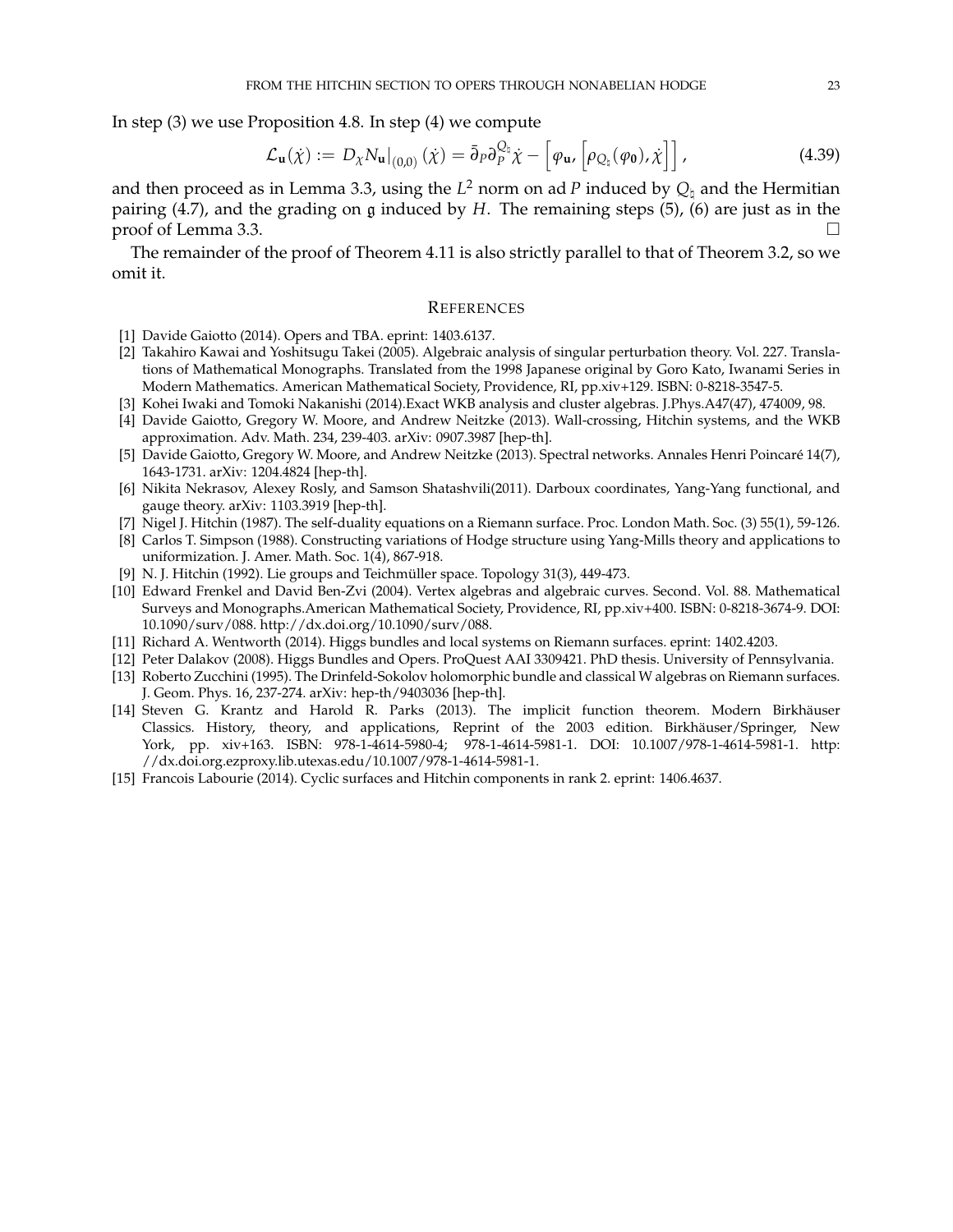In step (3) we use Proposition 4.8. In step (4) we compute

$$\mathcal{L}_{\mathbf{u}}(\dot{\chi}) := D_{\chi} N_{\mathbf{u}}|_{(0,0)}(\dot{\chi}) = \bar{\partial}_P \partial_P^{Q_\natural} \dot{\chi} - \left[\varphi_{\mathbf{u}}, \left[\rho_{Q_\natural}(\varphi_{\mathbf{0}}), \dot{\chi}\right]\right], \tag{4.39}$$

and then proceed as in Lemma 3.3, using the $L^2$ norm on ad $P$ induced by $Q_\natural$ and the Hermitian pairing (4.7), and the grading on $\mathfrak{g}$ induced by $H$. The remaining steps (5), (6) are just as in the proof of Lemma 3.3. □

The remainder of the proof of Theorem 4.11 is also strictly parallel to that of Theorem 3.2, so we omit it.

## References

[1] Davide Gaiotto (2014). Opers and TBA. eprint: 1403.6137.

[2] Takahiro Kawai and Yoshitsugu Takei (2005). Algebraic analysis of singular perturbation theory. Vol. 227. Translations of Mathematical Monographs. Translated from the 1998 Japanese original by Goro Kato, Iwanami Series in Modern Mathematics. American Mathematical Society, Providence, RI, pp.xiv+129. ISBN: 0-8218-3547-5.

[3] Kohei Iwaki and Tomoki Nakanishi (2014).Exact WKB analysis and cluster algebras. J.Phys.A47(47), 474009, 98.

[4] Davide Gaiotto, Gregory W. Moore, and Andrew Neitzke (2013). Wall-crossing, Hitchin systems, and the WKB approximation. Adv. Math. 234, 239-403. arXiv: 0907.3987 [hep-th].

[5] Davide Gaiotto, Gregory W. Moore, and Andrew Neitzke (2013). Spectral networks. Annales Henri Poincaré 14(7), 1643-1731. arXiv: 1204.4824 [hep-th].

[6] Nikita Nekrasov, Alexey Rosly, and Samson Shatashvili(2011). Darboux coordinates, Yang-Yang functional, and gauge theory. arXiv: 1103.3919 [hep-th].

[7] Nigel J. Hitchin (1987). The self-duality equations on a Riemann surface. Proc. London Math. Soc. (3) 55(1), 59-126.

[8] Carlos T. Simpson (1988). Constructing variations of Hodge structure using Yang-Mills theory and applications to uniformization. J. Amer. Math. Soc. 1(4), 867-918.

[9] N. J. Hitchin (1992). Lie groups and Teichmüller space. Topology 31(3), 449-473.

[10] Edward Frenkel and David Ben-Zvi (2004). Vertex algebras and algebraic curves. Second. Vol. 88. Mathematical Surveys and Monographs.American Mathematical Society, Providence, RI, pp.xiv+400. ISBN: 0-8218-3674-9. DOI: 10.1090/surv/088. http://dx.doi.org/10.1090/surv/088.

[11] Richard A. Wentworth (2014). Higgs bundles and local systems on Riemann surfaces. eprint: 1402.4203.

[12] Peter Dalakov (2008). Higgs Bundles and Opers. ProQuest AAI 3309421. PhD thesis. University of Pennsylvania.

[13] Roberto Zucchini (1995). The Drinfeld-Sokolov holomorphic bundle and classical W algebras on Riemann surfaces. J. Geom. Phys. 16, 237-274. arXiv: hep-th/9403036 [hep-th].

[14] Steven G. Krantz and Harold R. Parks (2013). The implicit function theorem. Modern Birkhäuser Classics. History, theory, and applications, Reprint of the 2003 edition. Birkhäuser/Springer, New York, pp. xiv+163. ISBN: 978-1-4614-5980-4; 978-1-4614-5981-1. DOI: 10.1007/978-1-4614-5981-1. http://dx.doi.org.ezproxy.lib.utexas.edu/10.1007/978-1-4614-5981-1.

[15] Francois Labourie (2014). Cyclic surfaces and Hitchin components in rank 2. eprint: 1406.4637.